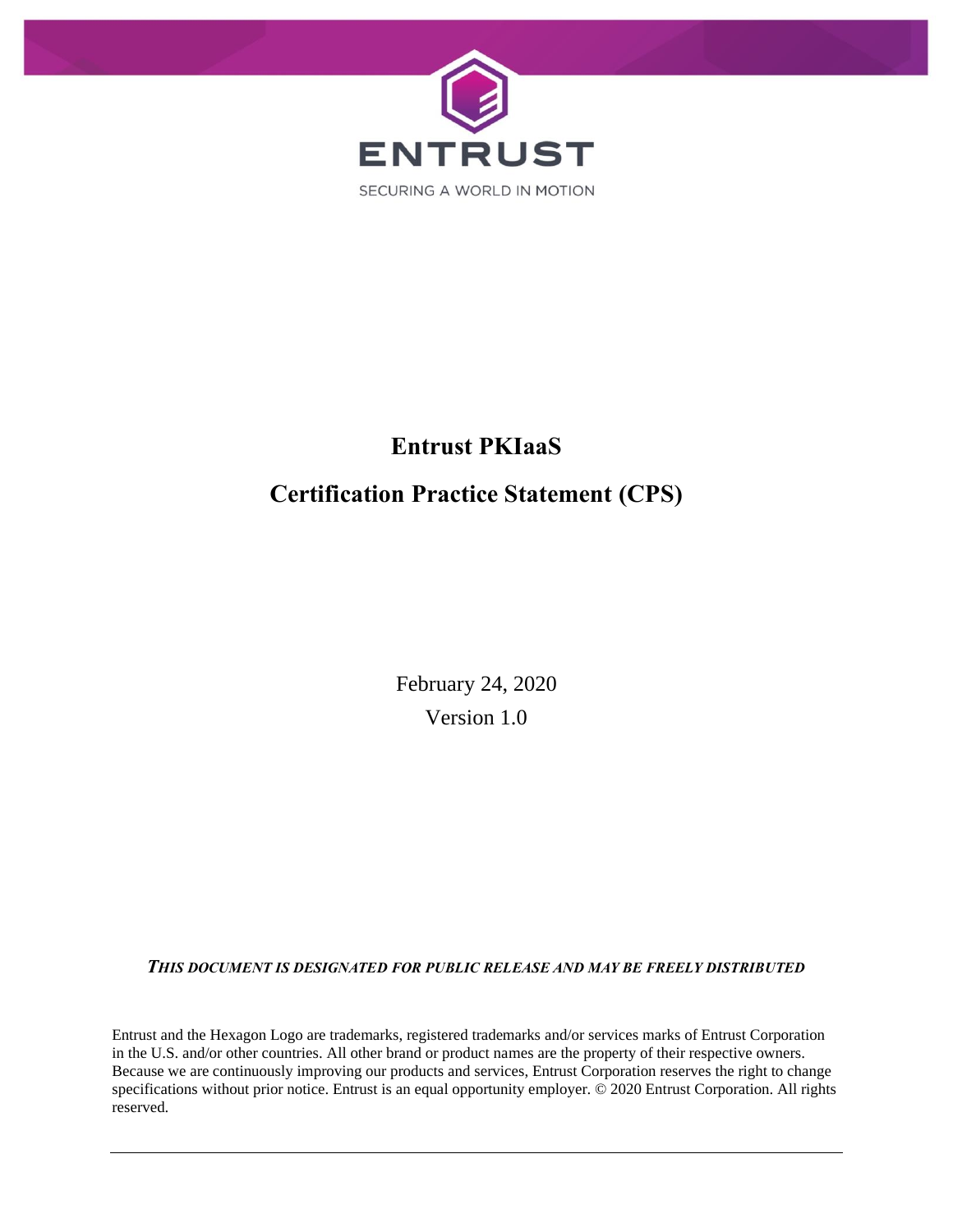ENTRUST

SECURING A WORLD IN MOTION

# Entrust PKIaaS

# Certification Practice Statement (CPS)

February 24, 2020

Version 1.0

***THIS DOCUMENT IS DESIGNATED FOR PUBLIC RELEASE AND MAY BE FREELY DISTRIBUTED***

Entrust and the Hexagon Logo are trademarks, registered trademarks and/or services marks of Entrust Corporation in the U.S. and/or other countries. All other brand or product names are the property of their respective owners. Because we are continuously improving our products and services, Entrust Corporation reserves the right to change specifications without prior notice. Entrust is an equal opportunity employer. © 2020 Entrust Corporation. All rights reserved.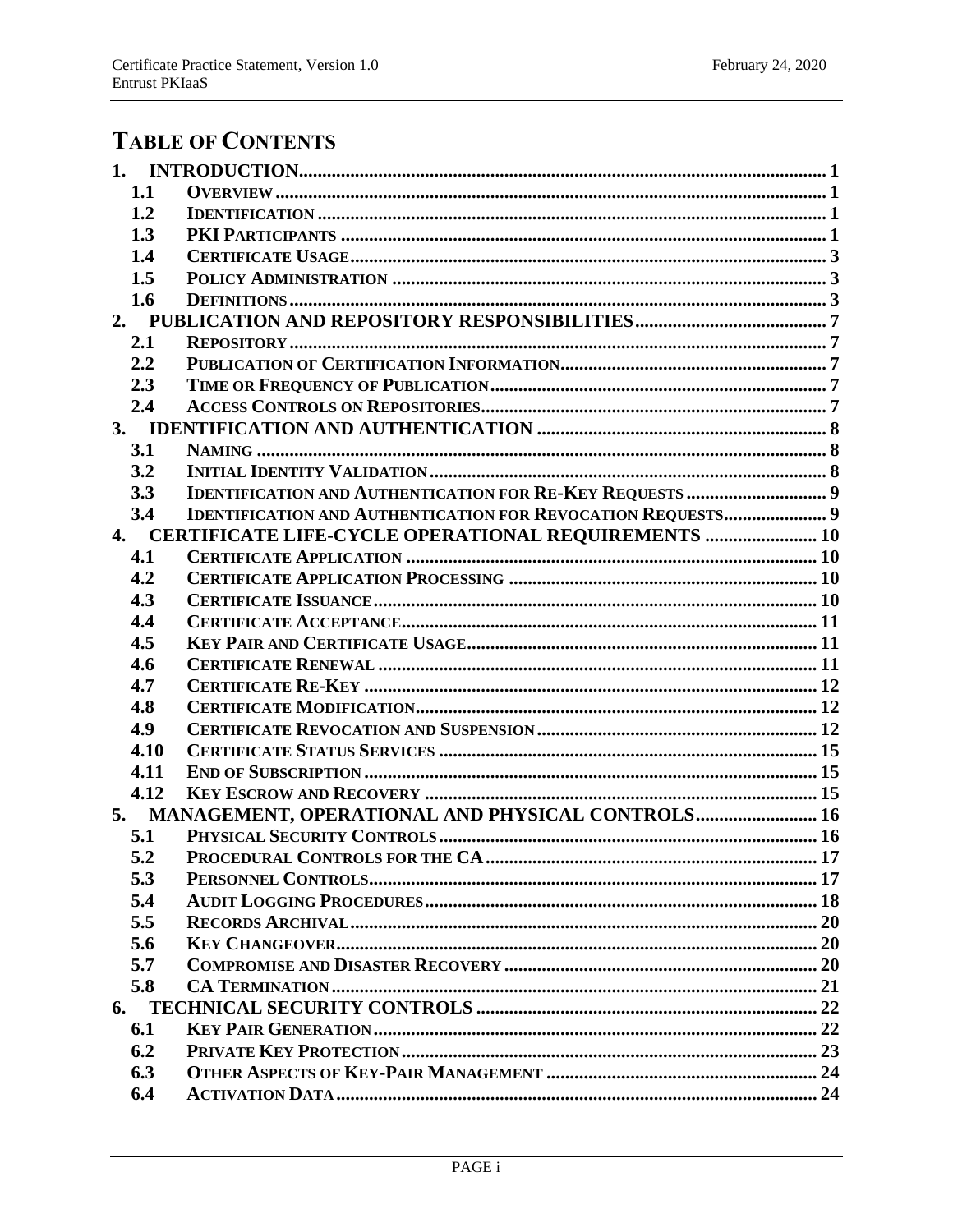# Table of Contents

- **1. INTRODUCTION** ..... 1
  - 1.1 Overview ..... 1
  - 1.2 Identification ..... 1
  - 1.3 PKI Participants ..... 1
  - 1.4 Certificate Usage ..... 3
  - 1.5 Policy Administration ..... 3
  - 1.6 Definitions ..... 3
- **2. PUBLICATION AND REPOSITORY RESPONSIBILITIES** ..... 7
  - 2.1 Repository ..... 7
  - 2.2 Publication of Certification Information ..... 7
  - 2.3 Time or Frequency of Publication ..... 7
  - 2.4 Access Controls on Repositories ..... 7
- **3. IDENTIFICATION AND AUTHENTICATION** ..... 8
  - 3.1 Naming ..... 8
  - 3.2 Initial Identity Validation ..... 8
  - 3.3 Identification and Authentication for Re-Key Requests ..... 9
  - 3.4 Identification and Authentication for Revocation Requests ..... 9
- **4. CERTIFICATE LIFE-CYCLE OPERATIONAL REQUIREMENTS** ..... 10
  - 4.1 Certificate Application ..... 10
  - 4.2 Certificate Application Processing ..... 10
  - 4.3 Certificate Issuance ..... 10
  - 4.4 Certificate Acceptance ..... 11
  - 4.5 Key Pair and Certificate Usage ..... 11
  - 4.6 Certificate Renewal ..... 11
  - 4.7 Certificate Re-Key ..... 12
  - 4.8 Certificate Modification ..... 12
  - 4.9 Certificate Revocation and Suspension ..... 12
  - 4.10 Certificate Status Services ..... 15
  - 4.11 End of Subscription ..... 15
  - 4.12 Key Escrow and Recovery ..... 15
- **5. MANAGEMENT, OPERATIONAL AND PHYSICAL CONTROLS** ..... 16
  - 5.1 Physical Security Controls ..... 16
  - 5.2 Procedural Controls for the CA ..... 17
  - 5.3 Personnel Controls ..... 17
  - 5.4 Audit Logging Procedures ..... 18
  - 5.5 Records Archival ..... 20
  - 5.6 Key Changeover ..... 20
  - 5.7 Compromise and Disaster Recovery ..... 20
  - 5.8 CA Termination ..... 21
- **6. TECHNICAL SECURITY CONTROLS** ..... 22
  - 6.1 Key Pair Generation ..... 22
  - 6.2 Private Key Protection ..... 23
  - 6.3 Other Aspects of Key-Pair Management ..... 24
  - 6.4 Activation Data ..... 24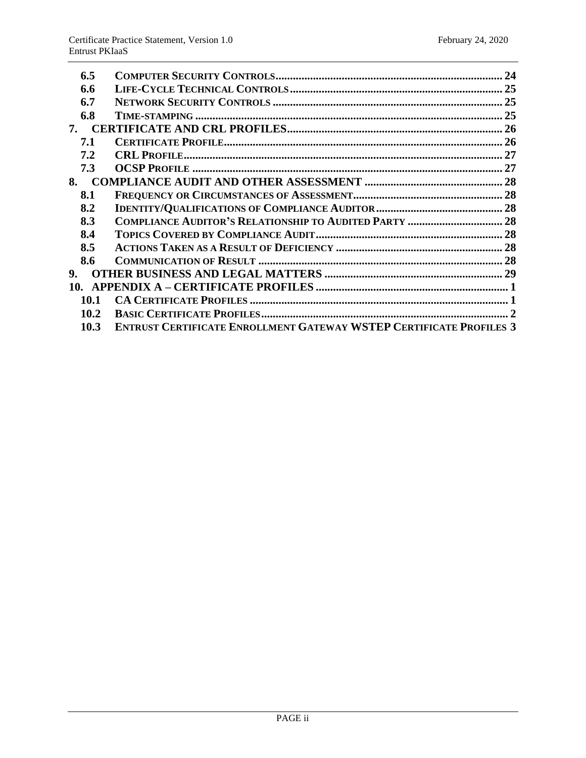| | | |
|---|---|---|
| 6.5 | **COMPUTER SECURITY CONTROLS** | 24 |
| 6.6 | **LIFE-CYCLE TECHNICAL CONTROLS** | 25 |
| 6.7 | **NETWORK SECURITY CONTROLS** | 25 |
| 6.8 | **TIME-STAMPING** | 25 |
| **7.** | **CERTIFICATE AND CRL PROFILES** | 26 |
| 7.1 | **CERTIFICATE PROFILE** | 26 |
| 7.2 | **CRL PROFILE** | 27 |
| 7.3 | **OCSP PROFILE** | 27 |
| **8.** | **COMPLIANCE AUDIT AND OTHER ASSESSMENT** | 28 |
| 8.1 | **FREQUENCY OR CIRCUMSTANCES OF ASSESSMENT** | 28 |
| 8.2 | **IDENTITY/QUALIFICATIONS OF COMPLIANCE AUDITOR** | 28 |
| 8.3 | **COMPLIANCE AUDITOR'S RELATIONSHIP TO AUDITED PARTY** | 28 |
| 8.4 | **TOPICS COVERED BY COMPLIANCE AUDIT** | 28 |
| 8.5 | **ACTIONS TAKEN AS A RESULT OF DEFICIENCY** | 28 |
| 8.6 | **COMMUNICATION OF RESULT** | 28 |
| **9.** | **OTHER BUSINESS AND LEGAL MATTERS** | 29 |
| **10.** | **APPENDIX A – CERTIFICATE PROFILES** | 1 |
| 10.1 | **CA CERTIFICATE PROFILES** | 1 |
| 10.2 | **BASIC CERTIFICATE PROFILES** | 2 |
| 10.3 | **ENTRUST CERTIFICATE ENROLLMENT GATEWAY WSTEP CERTIFICATE PROFILES** | 3 |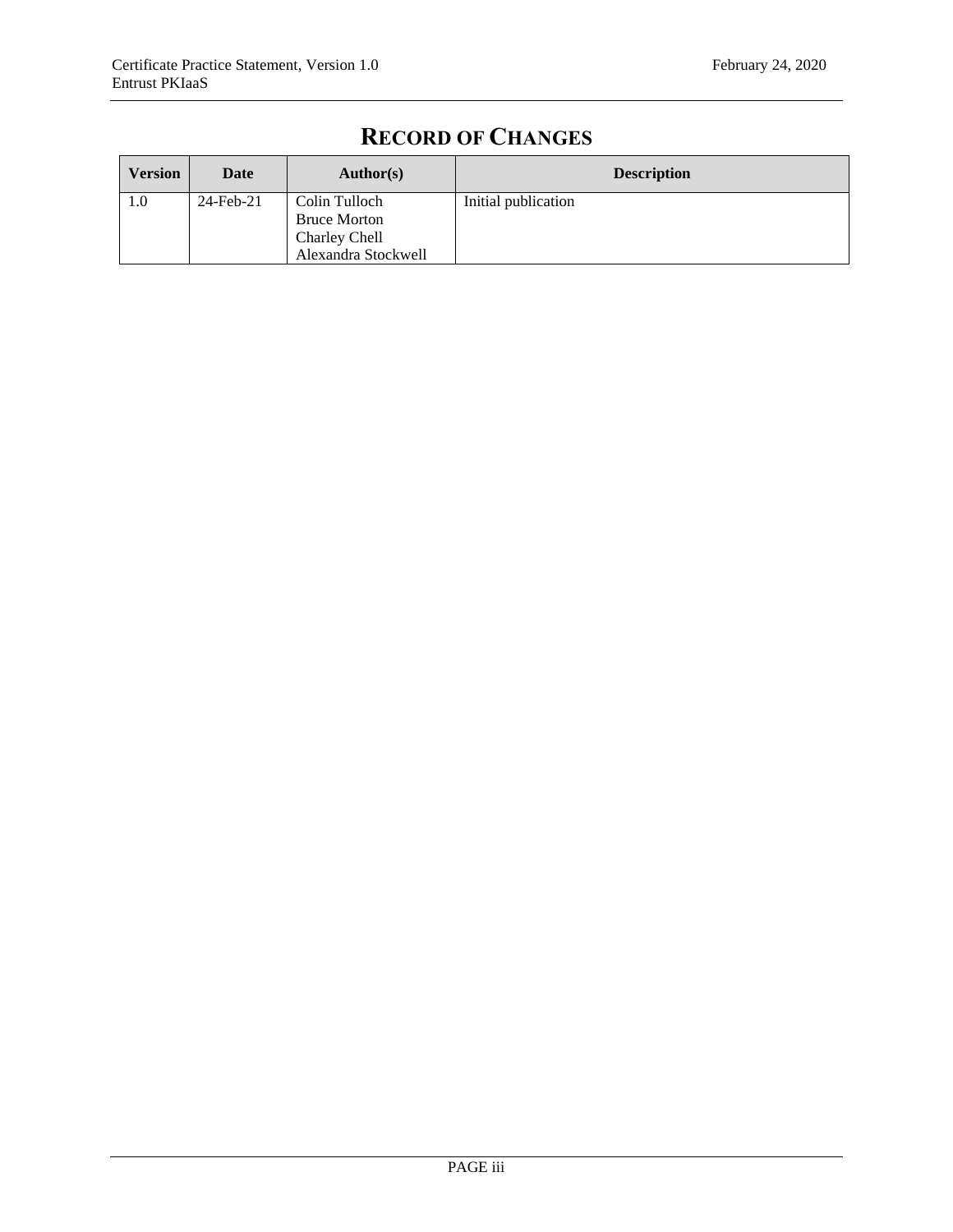# RECORD OF CHANGES

| Version | Date | Author(s) | Description |
| --- | --- | --- | --- |
| 1.0 | 24-Feb-21 | Colin Tulloch<br>Bruce Morton<br>Charley Chell<br>Alexandra Stockwell | Initial publication |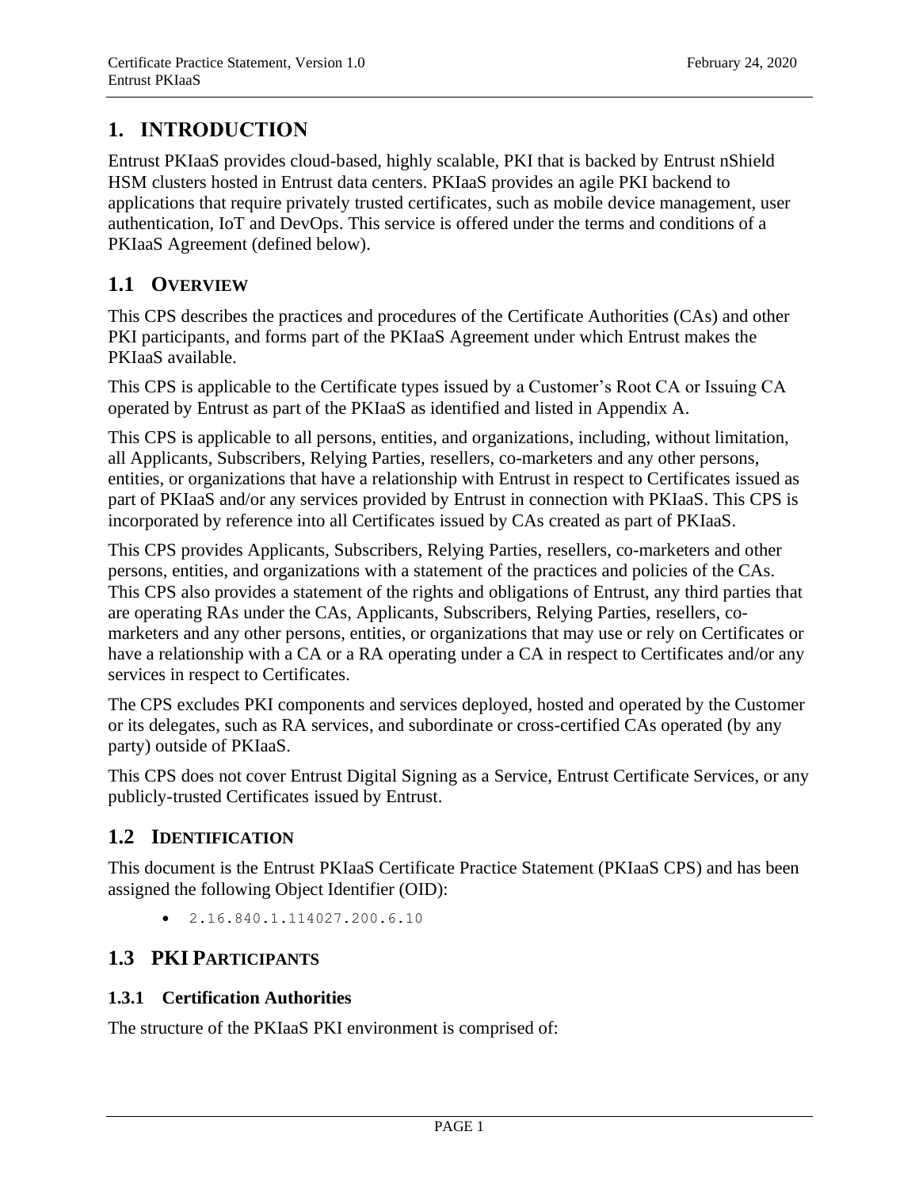# 1. INTRODUCTION

Entrust PKIaaS provides cloud-based, highly scalable, PKI that is backed by Entrust nShield HSM clusters hosted in Entrust data centers. PKIaaS provides an agile PKI backend to applications that require privately trusted certificates, such as mobile device management, user authentication, IoT and DevOps. This service is offered under the terms and conditions of a PKIaaS Agreement (defined below).

## 1.1 OVERVIEW

This CPS describes the practices and procedures of the Certificate Authorities (CAs) and other PKI participants, and forms part of the PKIaaS Agreement under which Entrust makes the PKIaaS available.

This CPS is applicable to the Certificate types issued by a Customer's Root CA or Issuing CA operated by Entrust as part of the PKIaaS as identified and listed in Appendix A.

This CPS is applicable to all persons, entities, and organizations, including, without limitation, all Applicants, Subscribers, Relying Parties, resellers, co-marketers and any other persons, entities, or organizations that have a relationship with Entrust in respect to Certificates issued as part of PKIaaS and/or any services provided by Entrust in connection with PKIaaS. This CPS is incorporated by reference into all Certificates issued by CAs created as part of PKIaaS.

This CPS provides Applicants, Subscribers, Relying Parties, resellers, co-marketers and other persons, entities, and organizations with a statement of the practices and policies of the CAs. This CPS also provides a statement of the rights and obligations of Entrust, any third parties that are operating RAs under the CAs, Applicants, Subscribers, Relying Parties, resellers, co-marketers and any other persons, entities, or organizations that may use or rely on Certificates or have a relationship with a CA or a RA operating under a CA in respect to Certificates and/or any services in respect to Certificates.

The CPS excludes PKI components and services deployed, hosted and operated by the Customer or its delegates, such as RA services, and subordinate or cross-certified CAs operated (by any party) outside of PKIaaS.

This CPS does not cover Entrust Digital Signing as a Service, Entrust Certificate Services, or any publicly-trusted Certificates issued by Entrust.

## 1.2 IDENTIFICATION

This document is the Entrust PKIaaS Certificate Practice Statement (PKIaaS CPS) and has been assigned the following Object Identifier (OID):

- 2.16.840.1.114027.200.6.10

## 1.3 PKI PARTICIPANTS

### 1.3.1 Certification Authorities

The structure of the PKIaaS PKI environment is comprised of: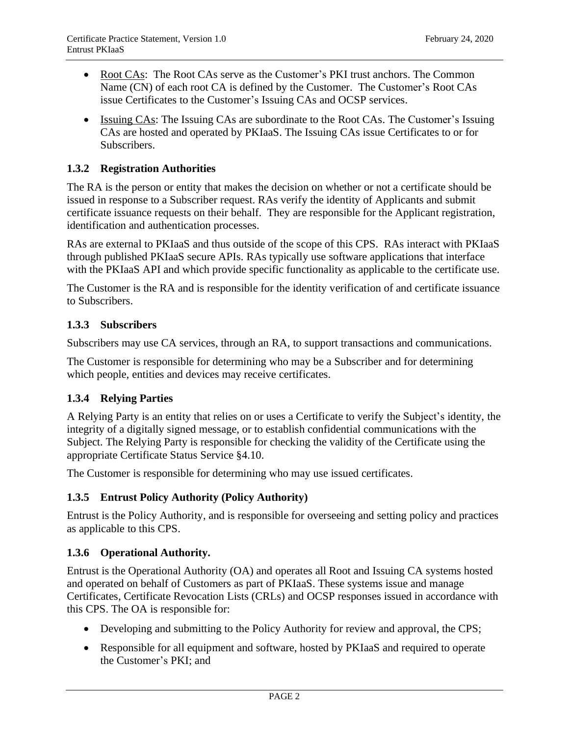- Root CAs: The Root CAs serve as the Customer's PKI trust anchors. The Common Name (CN) of each root CA is defined by the Customer. The Customer's Root CAs issue Certificates to the Customer's Issuing CAs and OCSP services.
- Issuing CAs: The Issuing CAs are subordinate to the Root CAs. The Customer's Issuing CAs are hosted and operated by PKIaaS. The Issuing CAs issue Certificates to or for Subscribers.

### 1.3.2 Registration Authorities

The RA is the person or entity that makes the decision on whether or not a certificate should be issued in response to a Subscriber request. RAs verify the identity of Applicants and submit certificate issuance requests on their behalf. They are responsible for the Applicant registration, identification and authentication processes.

RAs are external to PKIaaS and thus outside of the scope of this CPS. RAs interact with PKIaaS through published PKIaaS secure APIs. RAs typically use software applications that interface with the PKIaaS API and which provide specific functionality as applicable to the certificate use.

The Customer is the RA and is responsible for the identity verification of and certificate issuance to Subscribers.

### 1.3.3 Subscribers

Subscribers may use CA services, through an RA, to support transactions and communications.

The Customer is responsible for determining who may be a Subscriber and for determining which people, entities and devices may receive certificates.

### 1.3.4 Relying Parties

A Relying Party is an entity that relies on or uses a Certificate to verify the Subject's identity, the integrity of a digitally signed message, or to establish confidential communications with the Subject. The Relying Party is responsible for checking the validity of the Certificate using the appropriate Certificate Status Service §4.10.

The Customer is responsible for determining who may use issued certificates.

### 1.3.5 Entrust Policy Authority (Policy Authority)

Entrust is the Policy Authority, and is responsible for overseeing and setting policy and practices as applicable to this CPS.

### 1.3.6 Operational Authority.

Entrust is the Operational Authority (OA) and operates all Root and Issuing CA systems hosted and operated on behalf of Customers as part of PKIaaS. These systems issue and manage Certificates, Certificate Revocation Lists (CRLs) and OCSP responses issued in accordance with this CPS. The OA is responsible for:

- Developing and submitting to the Policy Authority for review and approval, the CPS;
- Responsible for all equipment and software, hosted by PKIaaS and required to operate the Customer's PKI; and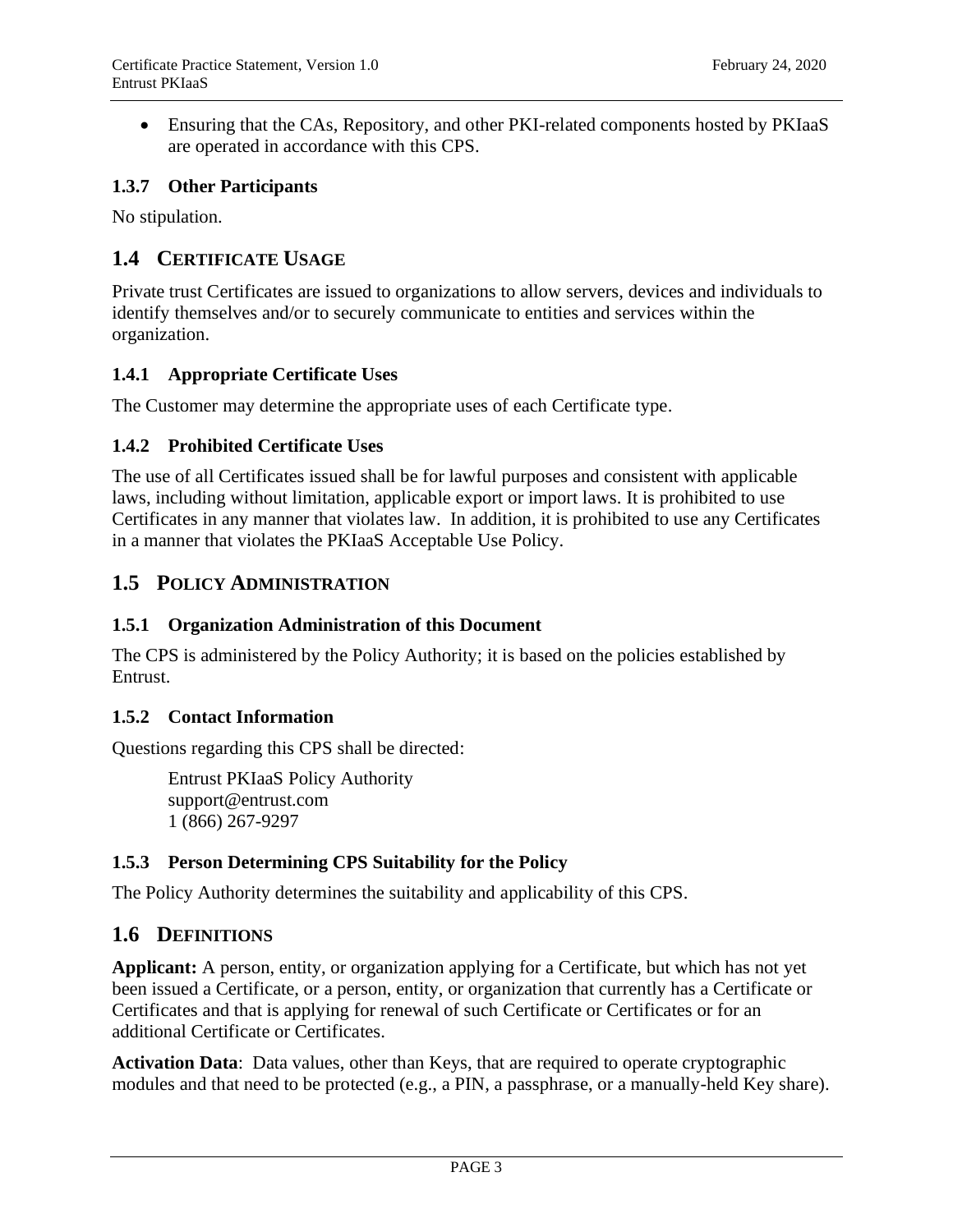- Ensuring that the CAs, Repository, and other PKI-related components hosted by PKIaaS are operated in accordance with this CPS.

### 1.3.7 Other Participants

No stipulation.

## 1.4 CERTIFICATE USAGE

Private trust Certificates are issued to organizations to allow servers, devices and individuals to identify themselves and/or to securely communicate to entities and services within the organization.

### 1.4.1 Appropriate Certificate Uses

The Customer may determine the appropriate uses of each Certificate type.

### 1.4.2 Prohibited Certificate Uses

The use of all Certificates issued shall be for lawful purposes and consistent with applicable laws, including without limitation, applicable export or import laws. It is prohibited to use Certificates in any manner that violates law. In addition, it is prohibited to use any Certificates in a manner that violates the PKIaaS Acceptable Use Policy.

## 1.5 POLICY ADMINISTRATION

### 1.5.1 Organization Administration of this Document

The CPS is administered by the Policy Authority; it is based on the policies established by Entrust.

### 1.5.2 Contact Information

Questions regarding this CPS shall be directed:

Entrust PKIaaS Policy Authority
support@entrust.com
1 (866) 267-9297

### 1.5.3 Person Determining CPS Suitability for the Policy

The Policy Authority determines the suitability and applicability of this CPS.

## 1.6 DEFINITIONS

**Applicant:** A person, entity, or organization applying for a Certificate, but which has not yet been issued a Certificate, or a person, entity, or organization that currently has a Certificate or Certificates and that is applying for renewal of such Certificate or Certificates or for an additional Certificate or Certificates.

**Activation Data**: Data values, other than Keys, that are required to operate cryptographic modules and that need to be protected (e.g., a PIN, a passphrase, or a manually-held Key share).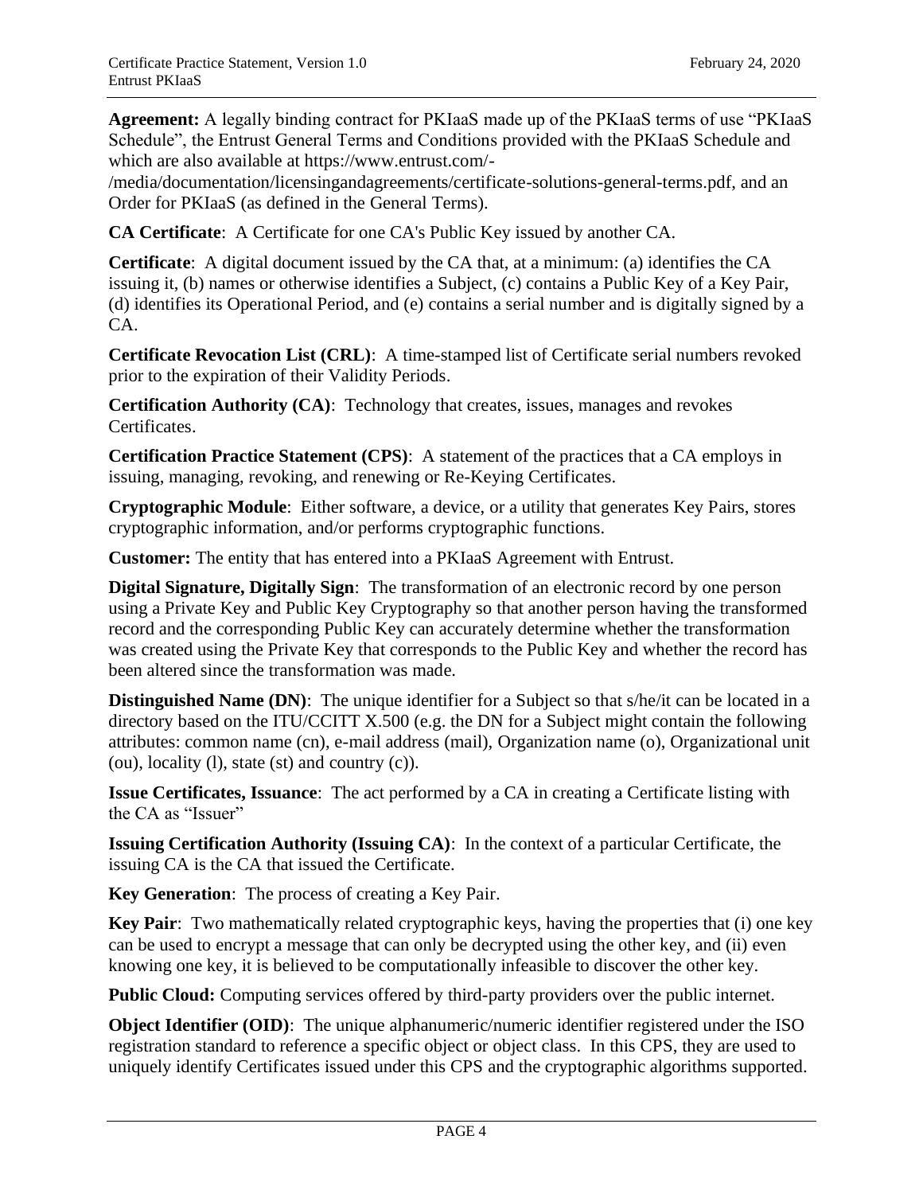**Agreement:** A legally binding contract for PKIaaS made up of the PKIaaS terms of use "PKIaaS Schedule", the Entrust General Terms and Conditions provided with the PKIaaS Schedule and which are also available at https://www.entrust.com/-/media/documentation/licensingandagreements/certificate-solutions-general-terms.pdf, and an Order for PKIaaS (as defined in the General Terms).

**CA Certificate**: A Certificate for one CA's Public Key issued by another CA.

**Certificate**: A digital document issued by the CA that, at a minimum: (a) identifies the CA issuing it, (b) names or otherwise identifies a Subject, (c) contains a Public Key of a Key Pair, (d) identifies its Operational Period, and (e) contains a serial number and is digitally signed by a CA.

**Certificate Revocation List (CRL)**: A time-stamped list of Certificate serial numbers revoked prior to the expiration of their Validity Periods.

**Certification Authority (CA)**: Technology that creates, issues, manages and revokes Certificates.

**Certification Practice Statement (CPS)**: A statement of the practices that a CA employs in issuing, managing, revoking, and renewing or Re-Keying Certificates.

**Cryptographic Module**: Either software, a device, or a utility that generates Key Pairs, stores cryptographic information, and/or performs cryptographic functions.

**Customer:** The entity that has entered into a PKIaaS Agreement with Entrust.

**Digital Signature, Digitally Sign**: The transformation of an electronic record by one person using a Private Key and Public Key Cryptography so that another person having the transformed record and the corresponding Public Key can accurately determine whether the transformation was created using the Private Key that corresponds to the Public Key and whether the record has been altered since the transformation was made.

**Distinguished Name (DN)**: The unique identifier for a Subject so that s/he/it can be located in a directory based on the ITU/CCITT X.500 (e.g. the DN for a Subject might contain the following attributes: common name (cn), e-mail address (mail), Organization name (o), Organizational unit (ou), locality (l), state (st) and country (c)).

**Issue Certificates, Issuance**: The act performed by a CA in creating a Certificate listing with the CA as "Issuer"

**Issuing Certification Authority (Issuing CA)**: In the context of a particular Certificate, the issuing CA is the CA that issued the Certificate.

**Key Generation**: The process of creating a Key Pair.

**Key Pair**: Two mathematically related cryptographic keys, having the properties that (i) one key can be used to encrypt a message that can only be decrypted using the other key, and (ii) even knowing one key, it is believed to be computationally infeasible to discover the other key.

**Public Cloud:** Computing services offered by third-party providers over the public internet.

**Object Identifier (OID)**: The unique alphanumeric/numeric identifier registered under the ISO registration standard to reference a specific object or object class. In this CPS, they are used to uniquely identify Certificates issued under this CPS and the cryptographic algorithms supported.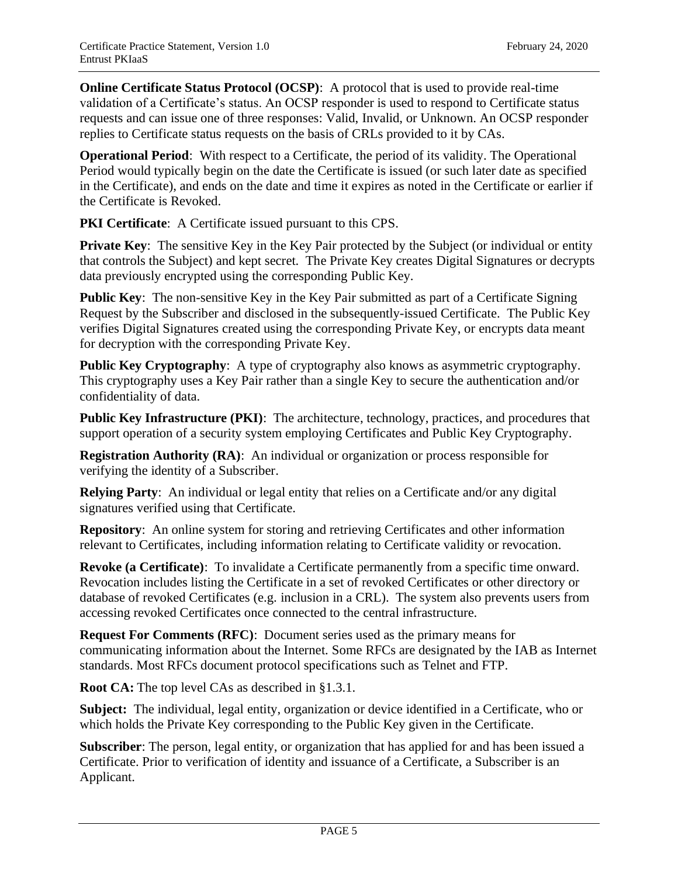**Online Certificate Status Protocol (OCSP)**: A protocol that is used to provide real-time validation of a Certificate's status. An OCSP responder is used to respond to Certificate status requests and can issue one of three responses: Valid, Invalid, or Unknown. An OCSP responder replies to Certificate status requests on the basis of CRLs provided to it by CAs.

**Operational Period**: With respect to a Certificate, the period of its validity. The Operational Period would typically begin on the date the Certificate is issued (or such later date as specified in the Certificate), and ends on the date and time it expires as noted in the Certificate or earlier if the Certificate is Revoked.

**PKI Certificate**: A Certificate issued pursuant to this CPS.

**Private Key**: The sensitive Key in the Key Pair protected by the Subject (or individual or entity that controls the Subject) and kept secret. The Private Key creates Digital Signatures or decrypts data previously encrypted using the corresponding Public Key.

**Public Key**: The non-sensitive Key in the Key Pair submitted as part of a Certificate Signing Request by the Subscriber and disclosed in the subsequently-issued Certificate. The Public Key verifies Digital Signatures created using the corresponding Private Key, or encrypts data meant for decryption with the corresponding Private Key.

**Public Key Cryptography**: A type of cryptography also knows as asymmetric cryptography. This cryptography uses a Key Pair rather than a single Key to secure the authentication and/or confidentiality of data.

**Public Key Infrastructure (PKI)**: The architecture, technology, practices, and procedures that support operation of a security system employing Certificates and Public Key Cryptography.

**Registration Authority (RA)**: An individual or organization or process responsible for verifying the identity of a Subscriber.

**Relying Party**: An individual or legal entity that relies on a Certificate and/or any digital signatures verified using that Certificate.

**Repository**: An online system for storing and retrieving Certificates and other information relevant to Certificates, including information relating to Certificate validity or revocation.

**Revoke (a Certificate)**: To invalidate a Certificate permanently from a specific time onward. Revocation includes listing the Certificate in a set of revoked Certificates or other directory or database of revoked Certificates (e.g. inclusion in a CRL). The system also prevents users from accessing revoked Certificates once connected to the central infrastructure.

**Request For Comments (RFC)**: Document series used as the primary means for communicating information about the Internet. Some RFCs are designated by the IAB as Internet standards. Most RFCs document protocol specifications such as Telnet and FTP.

**Root CA:** The top level CAs as described in §1.3.1.

**Subject:** The individual, legal entity, organization or device identified in a Certificate, who or which holds the Private Key corresponding to the Public Key given in the Certificate.

**Subscriber**: The person, legal entity, or organization that has applied for and has been issued a Certificate. Prior to verification of identity and issuance of a Certificate, a Subscriber is an Applicant.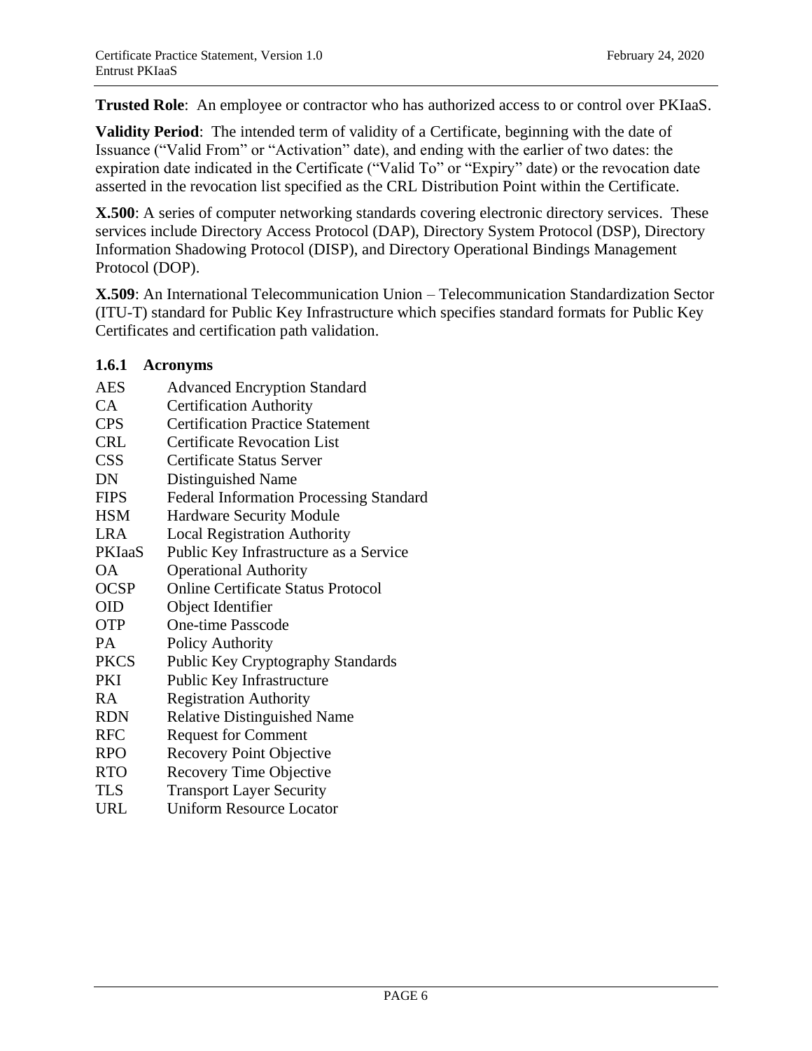**Trusted Role**: An employee or contractor who has authorized access to or control over PKIaaS.

**Validity Period**: The intended term of validity of a Certificate, beginning with the date of Issuance ("Valid From" or "Activation" date), and ending with the earlier of two dates: the expiration date indicated in the Certificate ("Valid To" or "Expiry" date) or the revocation date asserted in the revocation list specified as the CRL Distribution Point within the Certificate.

**X.500**: A series of computer networking standards covering electronic directory services. These services include Directory Access Protocol (DAP), Directory System Protocol (DSP), Directory Information Shadowing Protocol (DISP), and Directory Operational Bindings Management Protocol (DOP).

**X.509**: An International Telecommunication Union – Telecommunication Standardization Sector (ITU-T) standard for Public Key Infrastructure which specifies standard formats for Public Key Certificates and certification path validation.

### 1.6.1 Acronyms

| | |
|---|---|
| AES | Advanced Encryption Standard |
| CA | Certification Authority |
| CPS | Certification Practice Statement |
| CRL | Certificate Revocation List |
| CSS | Certificate Status Server |
| DN | Distinguished Name |
| FIPS | Federal Information Processing Standard |
| HSM | Hardware Security Module |
| LRA | Local Registration Authority |
| PKIaaS | Public Key Infrastructure as a Service |
| OA | Operational Authority |
| OCSP | Online Certificate Status Protocol |
| OID | Object Identifier |
| OTP | One-time Passcode |
| PA | Policy Authority |
| PKCS | Public Key Cryptography Standards |
| PKI | Public Key Infrastructure |
| RA | Registration Authority |
| RDN | Relative Distinguished Name |
| RFC | Request for Comment |
| RPO | Recovery Point Objective |
| RTO | Recovery Time Objective |
| TLS | Transport Layer Security |
| URL | Uniform Resource Locator |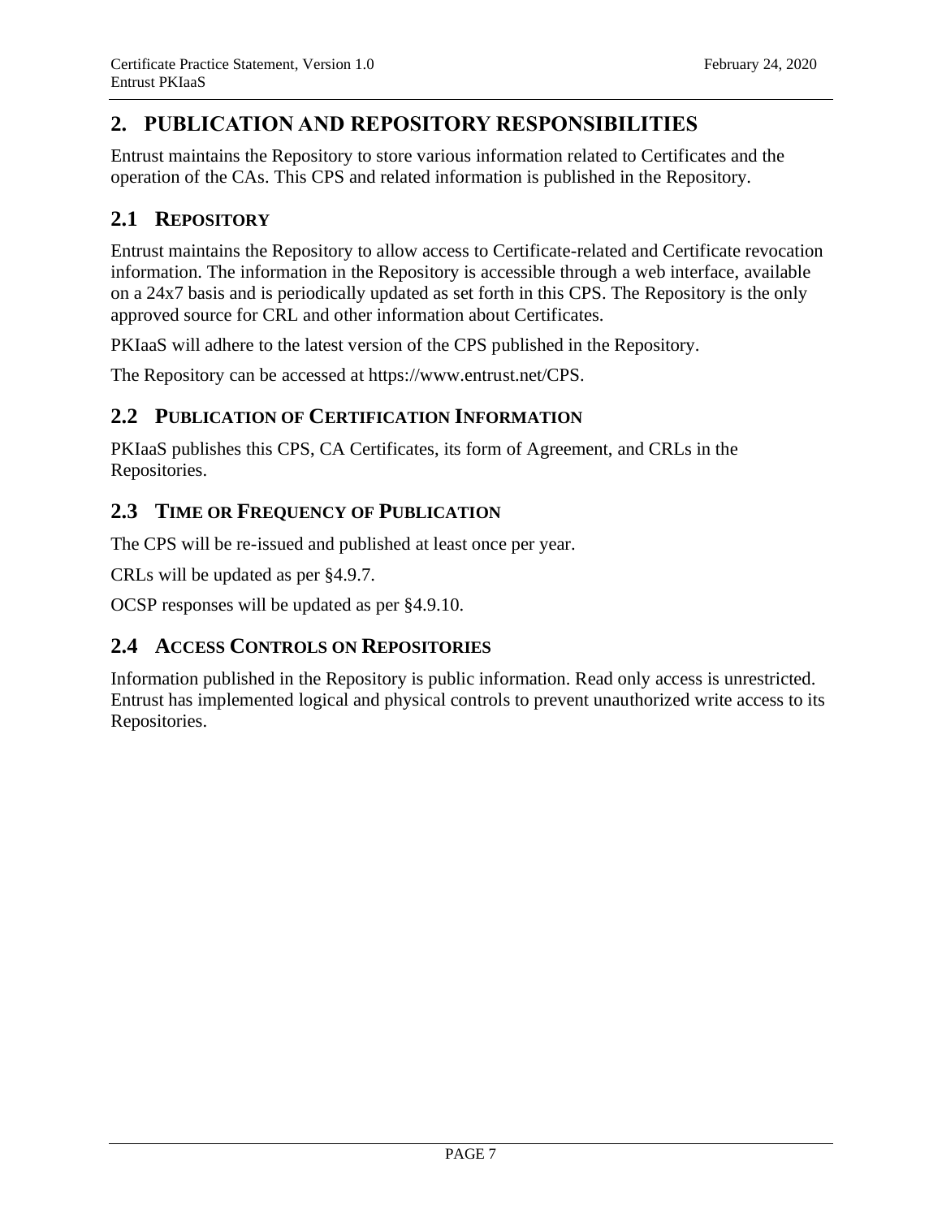# 2. PUBLICATION AND REPOSITORY RESPONSIBILITIES

Entrust maintains the Repository to store various information related to Certificates and the operation of the CAs. This CPS and related information is published in the Repository.

## 2.1 REPOSITORY

Entrust maintains the Repository to allow access to Certificate-related and Certificate revocation information. The information in the Repository is accessible through a web interface, available on a 24x7 basis and is periodically updated as set forth in this CPS. The Repository is the only approved source for CRL and other information about Certificates.

PKIaaS will adhere to the latest version of the CPS published in the Repository.

The Repository can be accessed at https://www.entrust.net/CPS.

## 2.2 PUBLICATION OF CERTIFICATION INFORMATION

PKIaaS publishes this CPS, CA Certificates, its form of Agreement, and CRLs in the Repositories.

## 2.3 TIME OR FREQUENCY OF PUBLICATION

The CPS will be re-issued and published at least once per year.

CRLs will be updated as per §4.9.7.

OCSP responses will be updated as per §4.9.10.

## 2.4 ACCESS CONTROLS ON REPOSITORIES

Information published in the Repository is public information. Read only access is unrestricted. Entrust has implemented logical and physical controls to prevent unauthorized write access to its Repositories.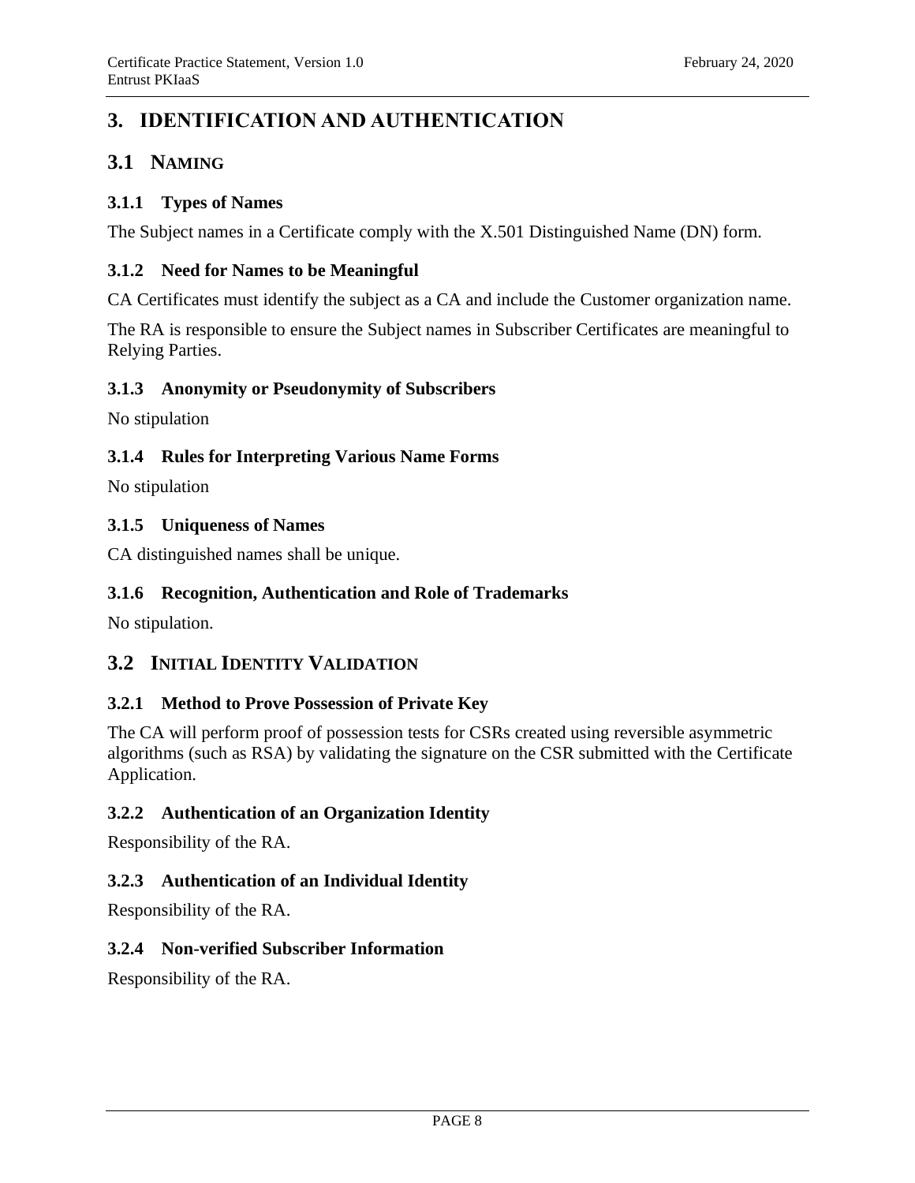# 3. IDENTIFICATION AND AUTHENTICATION

## 3.1 NAMING

### 3.1.1 Types of Names

The Subject names in a Certificate comply with the X.501 Distinguished Name (DN) form.

### 3.1.2 Need for Names to be Meaningful

CA Certificates must identify the subject as a CA and include the Customer organization name.

The RA is responsible to ensure the Subject names in Subscriber Certificates are meaningful to Relying Parties.

### 3.1.3 Anonymity or Pseudonymity of Subscribers

No stipulation

### 3.1.4 Rules for Interpreting Various Name Forms

No stipulation

### 3.1.5 Uniqueness of Names

CA distinguished names shall be unique.

### 3.1.6 Recognition, Authentication and Role of Trademarks

No stipulation.

## 3.2 INITIAL IDENTITY VALIDATION

### 3.2.1 Method to Prove Possession of Private Key

The CA will perform proof of possession tests for CSRs created using reversible asymmetric algorithms (such as RSA) by validating the signature on the CSR submitted with the Certificate Application.

### 3.2.2 Authentication of an Organization Identity

Responsibility of the RA.

### 3.2.3 Authentication of an Individual Identity

Responsibility of the RA.

### 3.2.4 Non-verified Subscriber Information

Responsibility of the RA.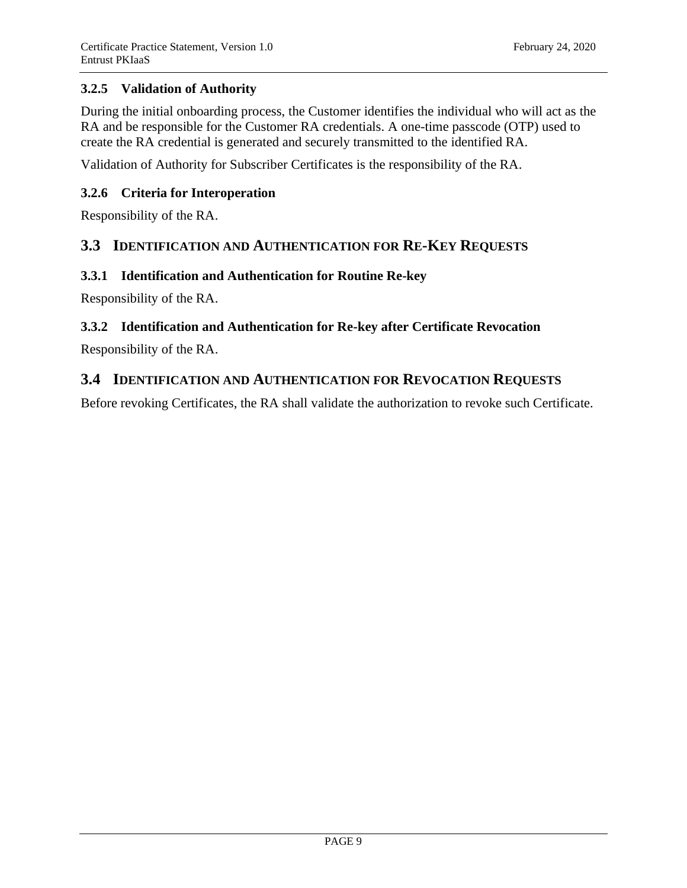### 3.2.5 Validation of Authority

During the initial onboarding process, the Customer identifies the individual who will act as the RA and be responsible for the Customer RA credentials. A one-time passcode (OTP) used to create the RA credential is generated and securely transmitted to the identified RA.

Validation of Authority for Subscriber Certificates is the responsibility of the RA.

### 3.2.6 Criteria for Interoperation

Responsibility of the RA.

## 3.3 Identification and Authentication for Re-Key Requests

### 3.3.1 Identification and Authentication for Routine Re-key

Responsibility of the RA.

### 3.3.2 Identification and Authentication for Re-key after Certificate Revocation

Responsibility of the RA.

## 3.4 Identification and Authentication for Revocation Requests

Before revoking Certificates, the RA shall validate the authorization to revoke such Certificate.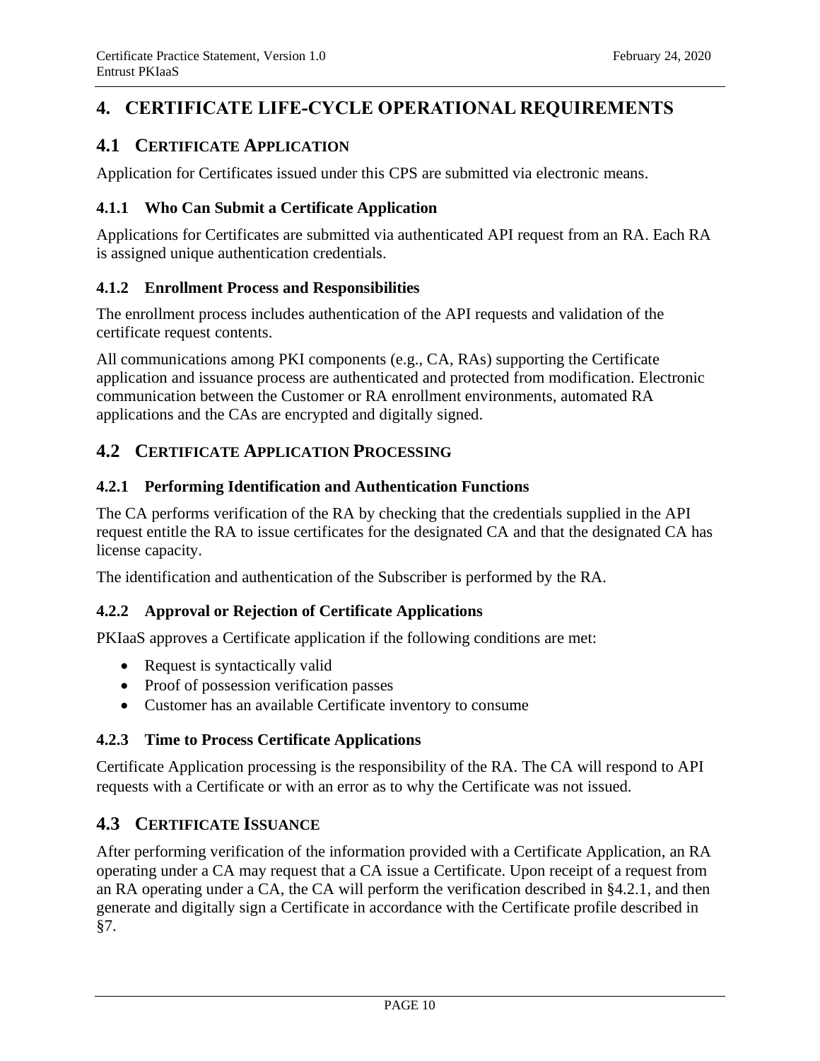# 4. CERTIFICATE LIFE-CYCLE OPERATIONAL REQUIREMENTS

## 4.1 CERTIFICATE APPLICATION

Application for Certificates issued under this CPS are submitted via electronic means.

### 4.1.1 Who Can Submit a Certificate Application

Applications for Certificates are submitted via authenticated API request from an RA. Each RA is assigned unique authentication credentials.

### 4.1.2 Enrollment Process and Responsibilities

The enrollment process includes authentication of the API requests and validation of the certificate request contents.

All communications among PKI components (e.g., CA, RAs) supporting the Certificate application and issuance process are authenticated and protected from modification. Electronic communication between the Customer or RA enrollment environments, automated RA applications and the CAs are encrypted and digitally signed.

## 4.2 CERTIFICATE APPLICATION PROCESSING

### 4.2.1 Performing Identification and Authentication Functions

The CA performs verification of the RA by checking that the credentials supplied in the API request entitle the RA to issue certificates for the designated CA and that the designated CA has license capacity.

The identification and authentication of the Subscriber is performed by the RA.

### 4.2.2 Approval or Rejection of Certificate Applications

PKIaaS approves a Certificate application if the following conditions are met:

- Request is syntactically valid
- Proof of possession verification passes
- Customer has an available Certificate inventory to consume

### 4.2.3 Time to Process Certificate Applications

Certificate Application processing is the responsibility of the RA. The CA will respond to API requests with a Certificate or with an error as to why the Certificate was not issued.

## 4.3 CERTIFICATE ISSUANCE

After performing verification of the information provided with a Certificate Application, an RA operating under a CA may request that a CA issue a Certificate. Upon receipt of a request from an RA operating under a CA, the CA will perform the verification described in §4.2.1, and then generate and digitally sign a Certificate in accordance with the Certificate profile described in §7.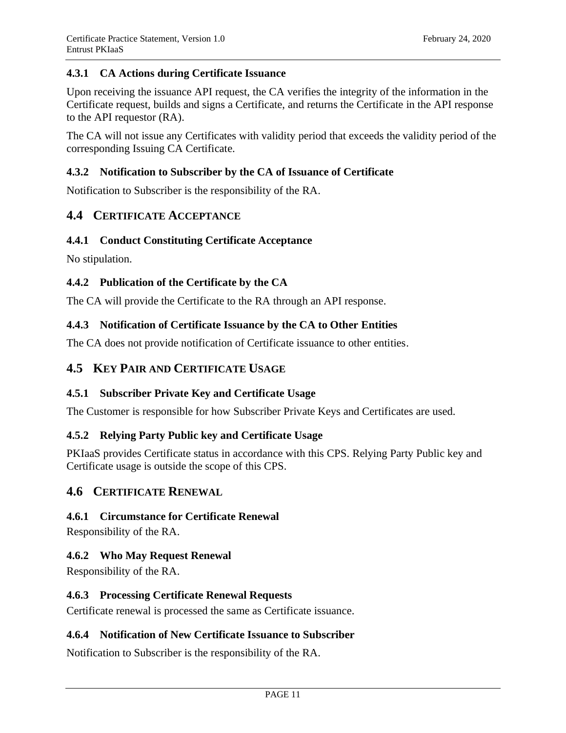### 4.3.1 CA Actions during Certificate Issuance

Upon receiving the issuance API request, the CA verifies the integrity of the information in the Certificate request, builds and signs a Certificate, and returns the Certificate in the API response to the API requestor (RA).

The CA will not issue any Certificates with validity period that exceeds the validity period of the corresponding Issuing CA Certificate.

### 4.3.2 Notification to Subscriber by the CA of Issuance of Certificate

Notification to Subscriber is the responsibility of the RA.

## 4.4 CERTIFICATE ACCEPTANCE

### 4.4.1 Conduct Constituting Certificate Acceptance

No stipulation.

### 4.4.2 Publication of the Certificate by the CA

The CA will provide the Certificate to the RA through an API response.

### 4.4.3 Notification of Certificate Issuance by the CA to Other Entities

The CA does not provide notification of Certificate issuance to other entities.

## 4.5 KEY PAIR AND CERTIFICATE USAGE

### 4.5.1 Subscriber Private Key and Certificate Usage

The Customer is responsible for how Subscriber Private Keys and Certificates are used.

### 4.5.2 Relying Party Public key and Certificate Usage

PKIaaS provides Certificate status in accordance with this CPS. Relying Party Public key and Certificate usage is outside the scope of this CPS.

## 4.6 CERTIFICATE RENEWAL

### 4.6.1 Circumstance for Certificate Renewal

Responsibility of the RA.

### 4.6.2 Who May Request Renewal

Responsibility of the RA.

### 4.6.3 Processing Certificate Renewal Requests

Certificate renewal is processed the same as Certificate issuance.

### 4.6.4 Notification of New Certificate Issuance to Subscriber

Notification to Subscriber is the responsibility of the RA.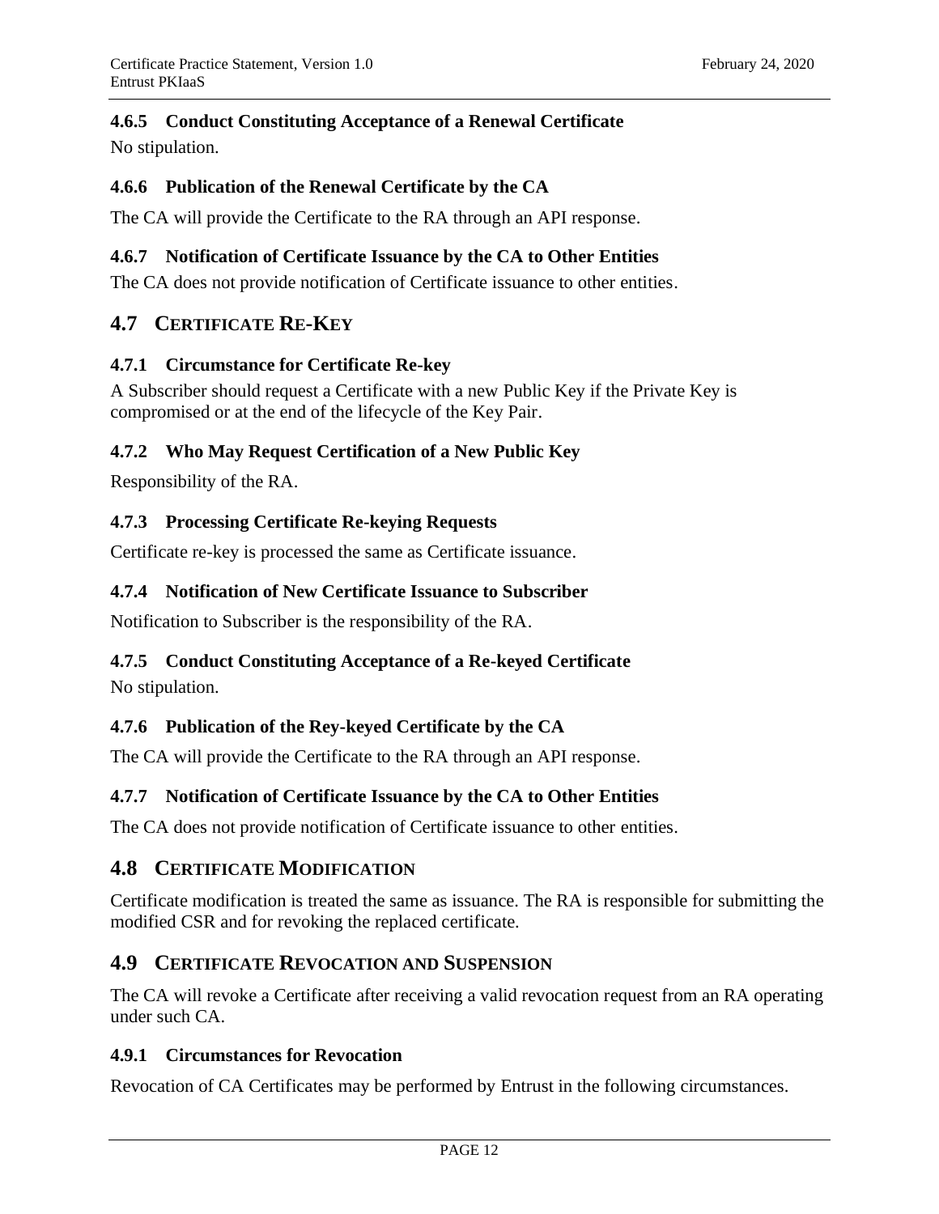#### 4.6.5 Conduct Constituting Acceptance of a Renewal Certificate

No stipulation.

#### 4.6.6 Publication of the Renewal Certificate by the CA

The CA will provide the Certificate to the RA through an API response.

#### 4.6.7 Notification of Certificate Issuance by the CA to Other Entities

The CA does not provide notification of Certificate issuance to other entities.

### 4.7 CERTIFICATE RE-KEY

#### 4.7.1 Circumstance for Certificate Re-key

A Subscriber should request a Certificate with a new Public Key if the Private Key is compromised or at the end of the lifecycle of the Key Pair.

#### 4.7.2 Who May Request Certification of a New Public Key

Responsibility of the RA.

#### 4.7.3 Processing Certificate Re-keying Requests

Certificate re-key is processed the same as Certificate issuance.

#### 4.7.4 Notification of New Certificate Issuance to Subscriber

Notification to Subscriber is the responsibility of the RA.

#### 4.7.5 Conduct Constituting Acceptance of a Re-keyed Certificate

No stipulation.

#### 4.7.6 Publication of the Rey-keyed Certificate by the CA

The CA will provide the Certificate to the RA through an API response.

#### 4.7.7 Notification of Certificate Issuance by the CA to Other Entities

The CA does not provide notification of Certificate issuance to other entities.

### 4.8 CERTIFICATE MODIFICATION

Certificate modification is treated the same as issuance. The RA is responsible for submitting the modified CSR and for revoking the replaced certificate.

### 4.9 CERTIFICATE REVOCATION AND SUSPENSION

The CA will revoke a Certificate after receiving a valid revocation request from an RA operating under such CA.

#### 4.9.1 Circumstances for Revocation

Revocation of CA Certificates may be performed by Entrust in the following circumstances.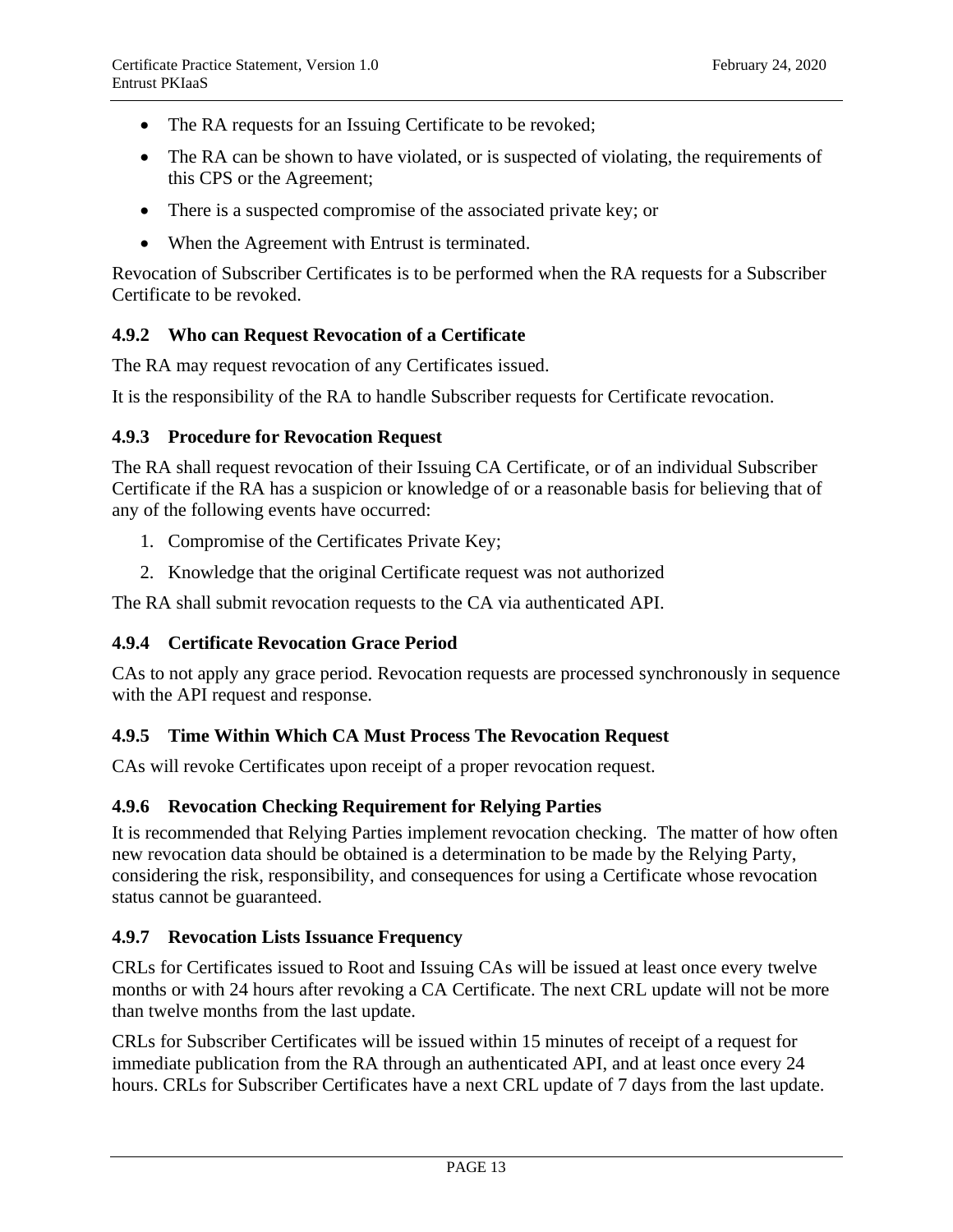- The RA requests for an Issuing Certificate to be revoked;
- The RA can be shown to have violated, or is suspected of violating, the requirements of this CPS or the Agreement;
- There is a suspected compromise of the associated private key; or
- When the Agreement with Entrust is terminated.

Revocation of Subscriber Certificates is to be performed when the RA requests for a Subscriber Certificate to be revoked.

### 4.9.2 Who can Request Revocation of a Certificate

The RA may request revocation of any Certificates issued.

It is the responsibility of the RA to handle Subscriber requests for Certificate revocation.

### 4.9.3 Procedure for Revocation Request

The RA shall request revocation of their Issuing CA Certificate, or of an individual Subscriber Certificate if the RA has a suspicion or knowledge of or a reasonable basis for believing that of any of the following events have occurred:

1. Compromise of the Certificates Private Key;
2. Knowledge that the original Certificate request was not authorized

The RA shall submit revocation requests to the CA via authenticated API.

### 4.9.4 Certificate Revocation Grace Period

CAs to not apply any grace period. Revocation requests are processed synchronously in sequence with the API request and response.

### 4.9.5 Time Within Which CA Must Process The Revocation Request

CAs will revoke Certificates upon receipt of a proper revocation request.

### 4.9.6 Revocation Checking Requirement for Relying Parties

It is recommended that Relying Parties implement revocation checking. The matter of how often new revocation data should be obtained is a determination to be made by the Relying Party, considering the risk, responsibility, and consequences for using a Certificate whose revocation status cannot be guaranteed.

### 4.9.7 Revocation Lists Issuance Frequency

CRLs for Certificates issued to Root and Issuing CAs will be issued at least once every twelve months or with 24 hours after revoking a CA Certificate. The next CRL update will not be more than twelve months from the last update.

CRLs for Subscriber Certificates will be issued within 15 minutes of receipt of a request for immediate publication from the RA through an authenticated API, and at least once every 24 hours. CRLs for Subscriber Certificates have a next CRL update of 7 days from the last update.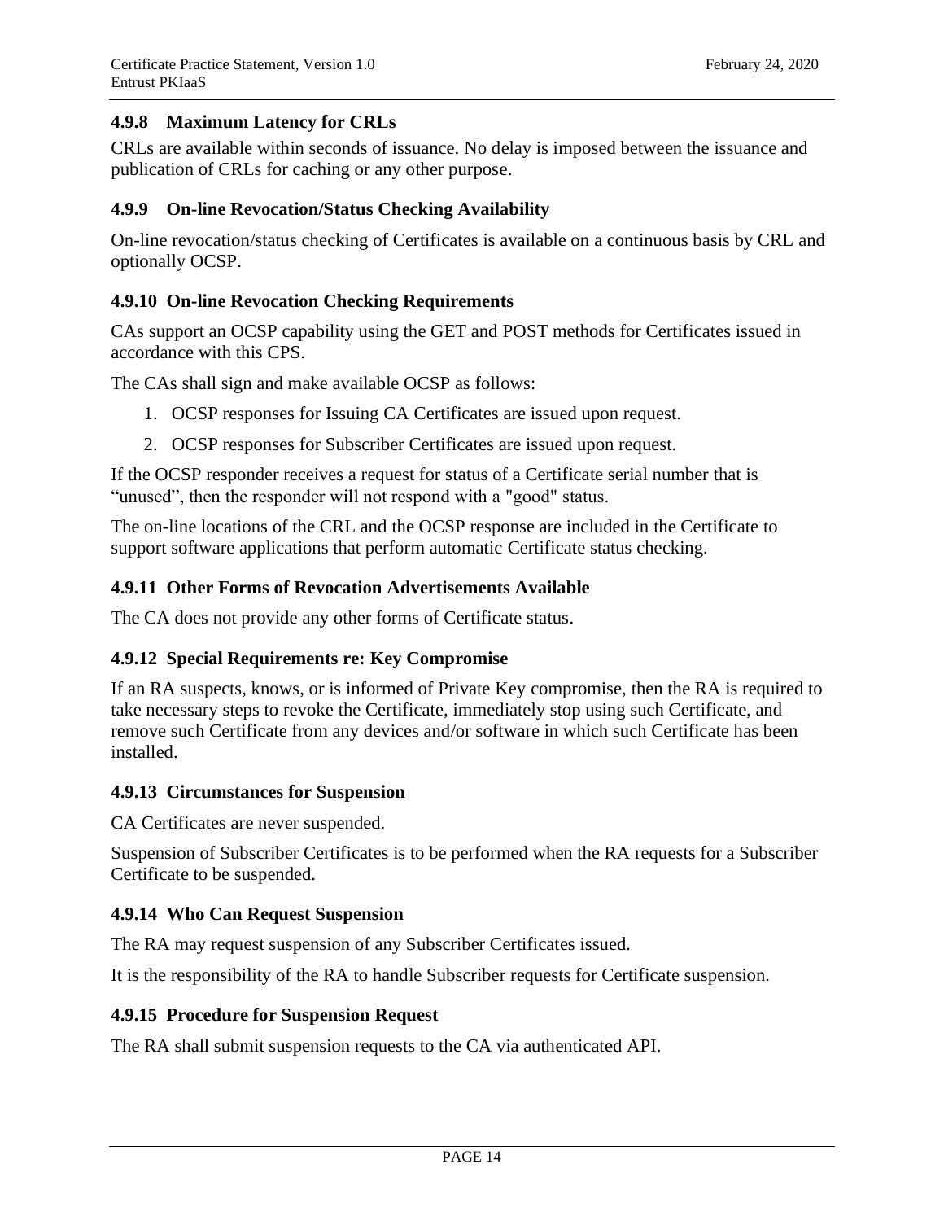### 4.9.8 Maximum Latency for CRLs

CRLs are available within seconds of issuance. No delay is imposed between the issuance and publication of CRLs for caching or any other purpose.

### 4.9.9 On-line Revocation/Status Checking Availability

On-line revocation/status checking of Certificates is available on a continuous basis by CRL and optionally OCSP.

### 4.9.10 On-line Revocation Checking Requirements

CAs support an OCSP capability using the GET and POST methods for Certificates issued in accordance with this CPS.

The CAs shall sign and make available OCSP as follows:

1. OCSP responses for Issuing CA Certificates are issued upon request.
2. OCSP responses for Subscriber Certificates are issued upon request.

If the OCSP responder receives a request for status of a Certificate serial number that is "unused", then the responder will not respond with a "good" status.

The on-line locations of the CRL and the OCSP response are included in the Certificate to support software applications that perform automatic Certificate status checking.

### 4.9.11 Other Forms of Revocation Advertisements Available

The CA does not provide any other forms of Certificate status.

### 4.9.12 Special Requirements re: Key Compromise

If an RA suspects, knows, or is informed of Private Key compromise, then the RA is required to take necessary steps to revoke the Certificate, immediately stop using such Certificate, and remove such Certificate from any devices and/or software in which such Certificate has been installed.

### 4.9.13 Circumstances for Suspension

CA Certificates are never suspended.

Suspension of Subscriber Certificates is to be performed when the RA requests for a Subscriber Certificate to be suspended.

### 4.9.14 Who Can Request Suspension

The RA may request suspension of any Subscriber Certificates issued.

It is the responsibility of the RA to handle Subscriber requests for Certificate suspension.

### 4.9.15 Procedure for Suspension Request

The RA shall submit suspension requests to the CA via authenticated API.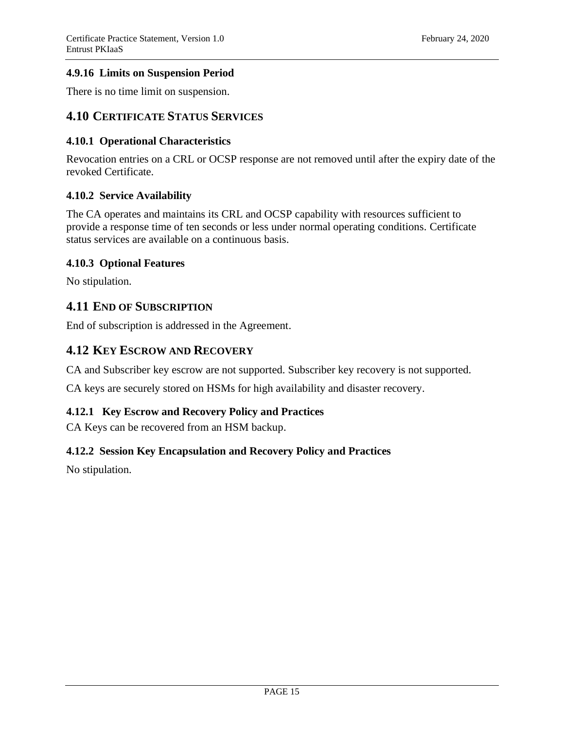#### 4.9.16 Limits on Suspension Period

There is no time limit on suspension.

## 4.10 CERTIFICATE STATUS SERVICES

### 4.10.1 Operational Characteristics

Revocation entries on a CRL or OCSP response are not removed until after the expiry date of the revoked Certificate.

### 4.10.2 Service Availability

The CA operates and maintains its CRL and OCSP capability with resources sufficient to provide a response time of ten seconds or less under normal operating conditions. Certificate status services are available on a continuous basis.

### 4.10.3 Optional Features

No stipulation.

## 4.11 END OF SUBSCRIPTION

End of subscription is addressed in the Agreement.

## 4.12 KEY ESCROW AND RECOVERY

CA and Subscriber key escrow are not supported. Subscriber key recovery is not supported.

CA keys are securely stored on HSMs for high availability and disaster recovery.

### 4.12.1 Key Escrow and Recovery Policy and Practices

CA Keys can be recovered from an HSM backup.

### 4.12.2 Session Key Encapsulation and Recovery Policy and Practices

No stipulation.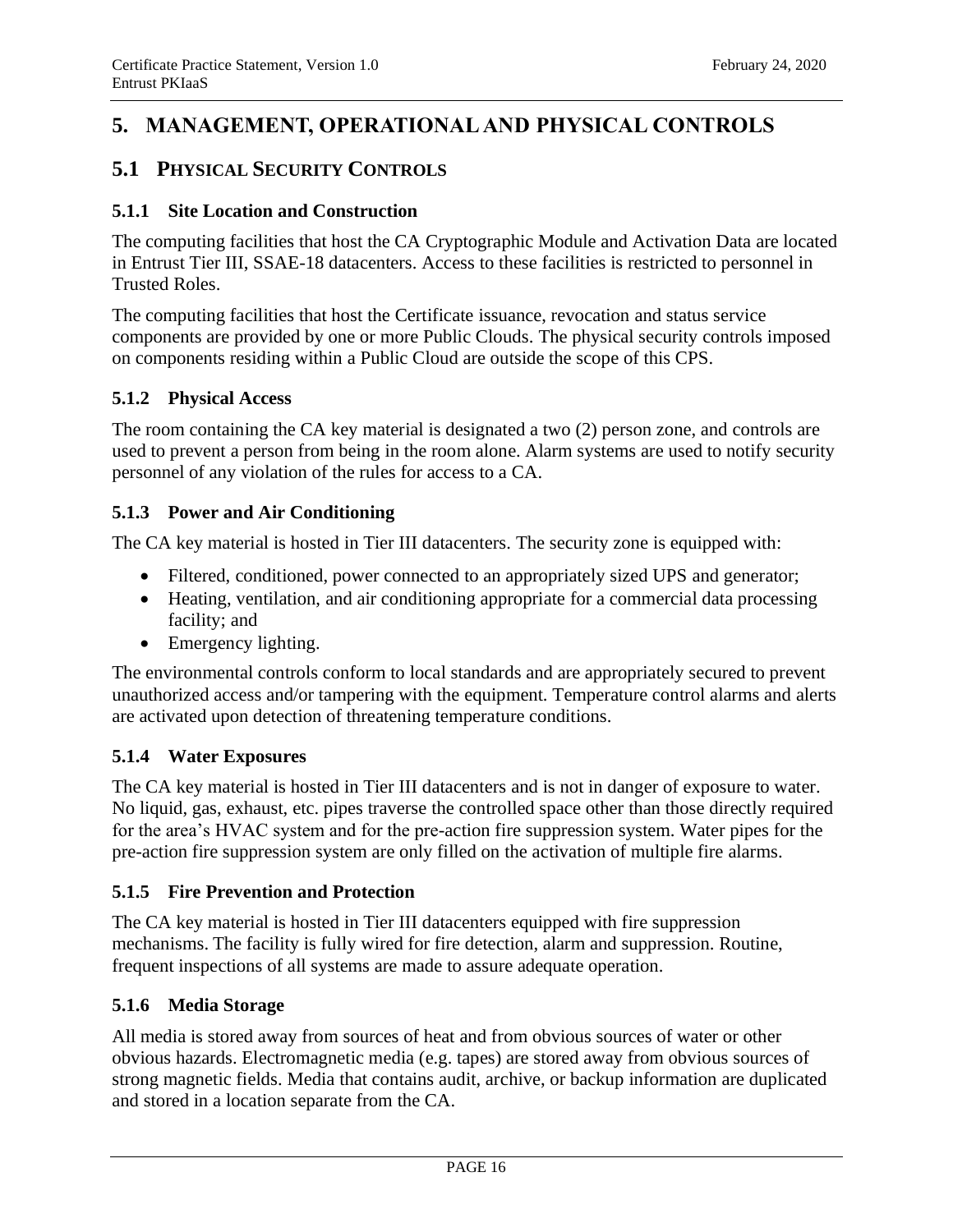# 5. MANAGEMENT, OPERATIONAL AND PHYSICAL CONTROLS

## 5.1 PHYSICAL SECURITY CONTROLS

### 5.1.1 Site Location and Construction

The computing facilities that host the CA Cryptographic Module and Activation Data are located in Entrust Tier III, SSAE-18 datacenters. Access to these facilities is restricted to personnel in Trusted Roles.

The computing facilities that host the Certificate issuance, revocation and status service components are provided by one or more Public Clouds. The physical security controls imposed on components residing within a Public Cloud are outside the scope of this CPS.

### 5.1.2 Physical Access

The room containing the CA key material is designated a two (2) person zone, and controls are used to prevent a person from being in the room alone. Alarm systems are used to notify security personnel of any violation of the rules for access to a CA.

### 5.1.3 Power and Air Conditioning

The CA key material is hosted in Tier III datacenters. The security zone is equipped with:

- Filtered, conditioned, power connected to an appropriately sized UPS and generator;
- Heating, ventilation, and air conditioning appropriate for a commercial data processing facility; and
- Emergency lighting.

The environmental controls conform to local standards and are appropriately secured to prevent unauthorized access and/or tampering with the equipment. Temperature control alarms and alerts are activated upon detection of threatening temperature conditions.

### 5.1.4 Water Exposures

The CA key material is hosted in Tier III datacenters and is not in danger of exposure to water. No liquid, gas, exhaust, etc. pipes traverse the controlled space other than those directly required for the area's HVAC system and for the pre-action fire suppression system. Water pipes for the pre-action fire suppression system are only filled on the activation of multiple fire alarms.

### 5.1.5 Fire Prevention and Protection

The CA key material is hosted in Tier III datacenters equipped with fire suppression mechanisms. The facility is fully wired for fire detection, alarm and suppression. Routine, frequent inspections of all systems are made to assure adequate operation.

### 5.1.6 Media Storage

All media is stored away from sources of heat and from obvious sources of water or other obvious hazards. Electromagnetic media (e.g. tapes) are stored away from obvious sources of strong magnetic fields. Media that contains audit, archive, or backup information are duplicated and stored in a location separate from the CA.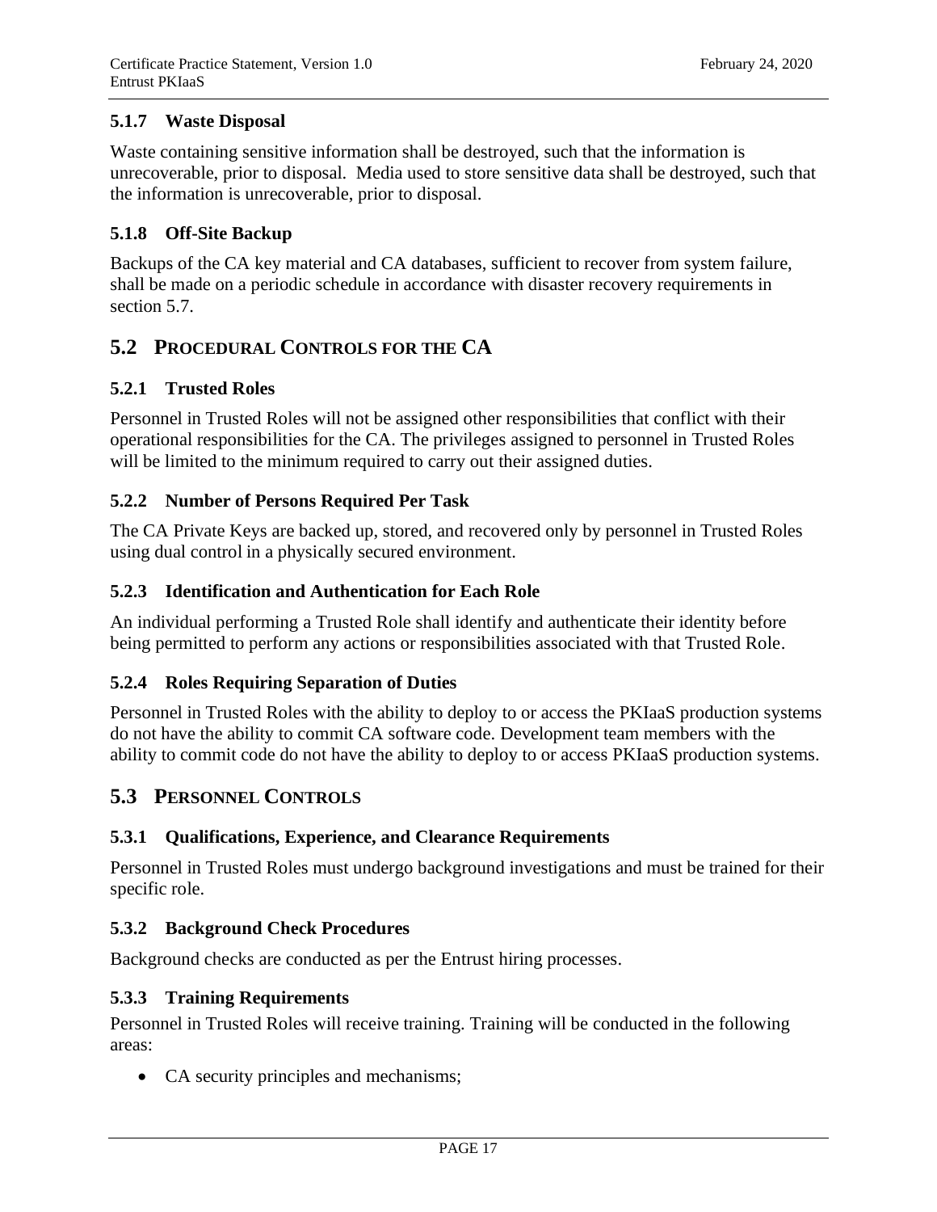### 5.1.7 Waste Disposal

Waste containing sensitive information shall be destroyed, such that the information is unrecoverable, prior to disposal. Media used to store sensitive data shall be destroyed, such that the information is unrecoverable, prior to disposal.

### 5.1.8 Off-Site Backup

Backups of the CA key material and CA databases, sufficient to recover from system failure, shall be made on a periodic schedule in accordance with disaster recovery requirements in section 5.7.

## 5.2 Procedural Controls for the CA

### 5.2.1 Trusted Roles

Personnel in Trusted Roles will not be assigned other responsibilities that conflict with their operational responsibilities for the CA. The privileges assigned to personnel in Trusted Roles will be limited to the minimum required to carry out their assigned duties.

### 5.2.2 Number of Persons Required Per Task

The CA Private Keys are backed up, stored, and recovered only by personnel in Trusted Roles using dual control in a physically secured environment.

### 5.2.3 Identification and Authentication for Each Role

An individual performing a Trusted Role shall identify and authenticate their identity before being permitted to perform any actions or responsibilities associated with that Trusted Role.

### 5.2.4 Roles Requiring Separation of Duties

Personnel in Trusted Roles with the ability to deploy to or access the PKIaaS production systems do not have the ability to commit CA software code. Development team members with the ability to commit code do not have the ability to deploy to or access PKIaaS production systems.

## 5.3 Personnel Controls

### 5.3.1 Qualifications, Experience, and Clearance Requirements

Personnel in Trusted Roles must undergo background investigations and must be trained for their specific role.

### 5.3.2 Background Check Procedures

Background checks are conducted as per the Entrust hiring processes.

### 5.3.3 Training Requirements

Personnel in Trusted Roles will receive training. Training will be conducted in the following areas:

- CA security principles and mechanisms;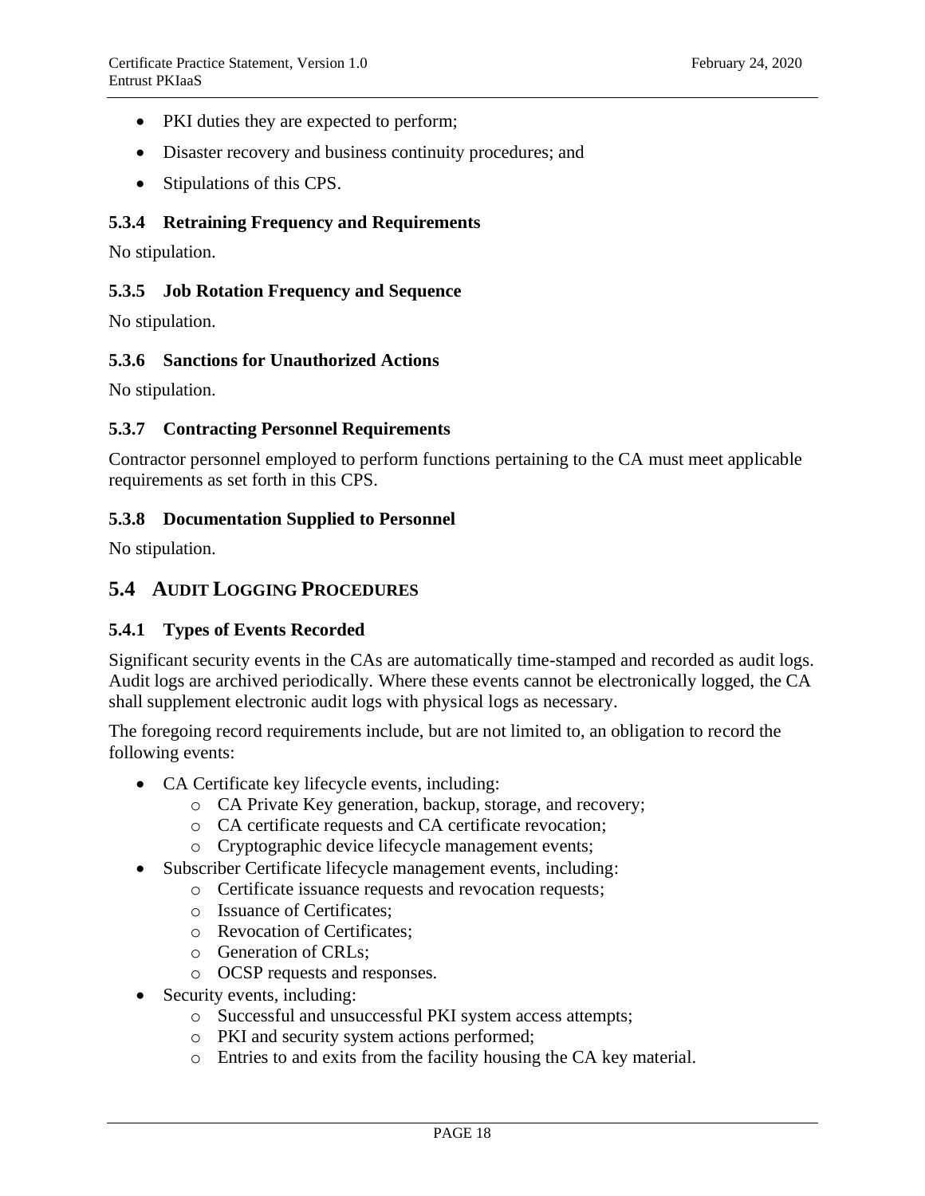- PKI duties they are expected to perform;
- Disaster recovery and business continuity procedures; and
- Stipulations of this CPS.

### 5.3.4 Retraining Frequency and Requirements

No stipulation.

### 5.3.5 Job Rotation Frequency and Sequence

No stipulation.

### 5.3.6 Sanctions for Unauthorized Actions

No stipulation.

### 5.3.7 Contracting Personnel Requirements

Contractor personnel employed to perform functions pertaining to the CA must meet applicable requirements as set forth in this CPS.

### 5.3.8 Documentation Supplied to Personnel

No stipulation.

## 5.4 AUDIT LOGGING PROCEDURES

### 5.4.1 Types of Events Recorded

Significant security events in the CAs are automatically time-stamped and recorded as audit logs. Audit logs are archived periodically. Where these events cannot be electronically logged, the CA shall supplement electronic audit logs with physical logs as necessary.

The foregoing record requirements include, but are not limited to, an obligation to record the following events:

- CA Certificate key lifecycle events, including:
  - CA Private Key generation, backup, storage, and recovery;
  - CA certificate requests and CA certificate revocation;
  - Cryptographic device lifecycle management events;
- Subscriber Certificate lifecycle management events, including:
  - Certificate issuance requests and revocation requests;
  - Issuance of Certificates;
  - Revocation of Certificates;
  - Generation of CRLs;
  - OCSP requests and responses.
- Security events, including:
  - Successful and unsuccessful PKI system access attempts;
  - PKI and security system actions performed;
  - Entries to and exits from the facility housing the CA key material.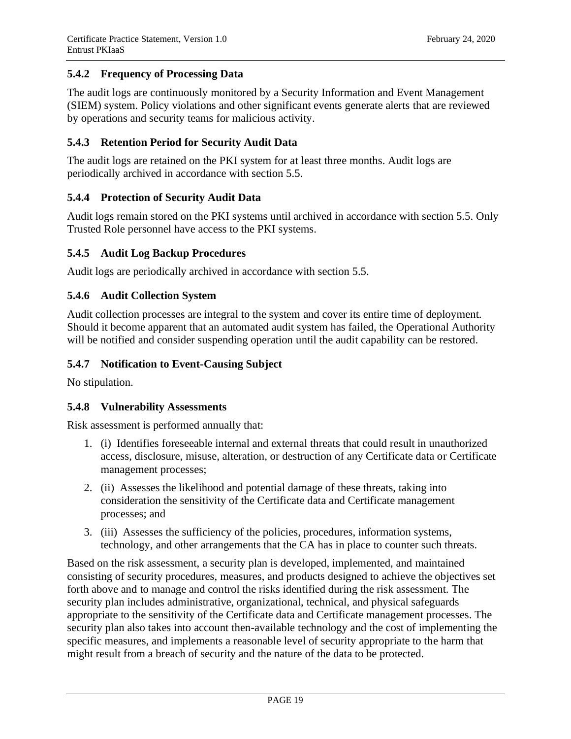### 5.4.2 Frequency of Processing Data

The audit logs are continuously monitored by a Security Information and Event Management (SIEM) system. Policy violations and other significant events generate alerts that are reviewed by operations and security teams for malicious activity.

### 5.4.3 Retention Period for Security Audit Data

The audit logs are retained on the PKI system for at least three months. Audit logs are periodically archived in accordance with section 5.5.

### 5.4.4 Protection of Security Audit Data

Audit logs remain stored on the PKI systems until archived in accordance with section 5.5. Only Trusted Role personnel have access to the PKI systems.

### 5.4.5 Audit Log Backup Procedures

Audit logs are periodically archived in accordance with section 5.5.

### 5.4.6 Audit Collection System

Audit collection processes are integral to the system and cover its entire time of deployment. Should it become apparent that an automated audit system has failed, the Operational Authority will be notified and consider suspending operation until the audit capability can be restored.

### 5.4.7 Notification to Event-Causing Subject

No stipulation.

### 5.4.8 Vulnerability Assessments

Risk assessment is performed annually that:

1. (i) Identifies foreseeable internal and external threats that could result in unauthorized access, disclosure, misuse, alteration, or destruction of any Certificate data or Certificate management processes;
2. (ii) Assesses the likelihood and potential damage of these threats, taking into consideration the sensitivity of the Certificate data and Certificate management processes; and
3. (iii) Assesses the sufficiency of the policies, procedures, information systems, technology, and other arrangements that the CA has in place to counter such threats.

Based on the risk assessment, a security plan is developed, implemented, and maintained consisting of security procedures, measures, and products designed to achieve the objectives set forth above and to manage and control the risks identified during the risk assessment. The security plan includes administrative, organizational, technical, and physical safeguards appropriate to the sensitivity of the Certificate data and Certificate management processes. The security plan also takes into account then-available technology and the cost of implementing the specific measures, and implements a reasonable level of security appropriate to the harm that might result from a breach of security and the nature of the data to be protected.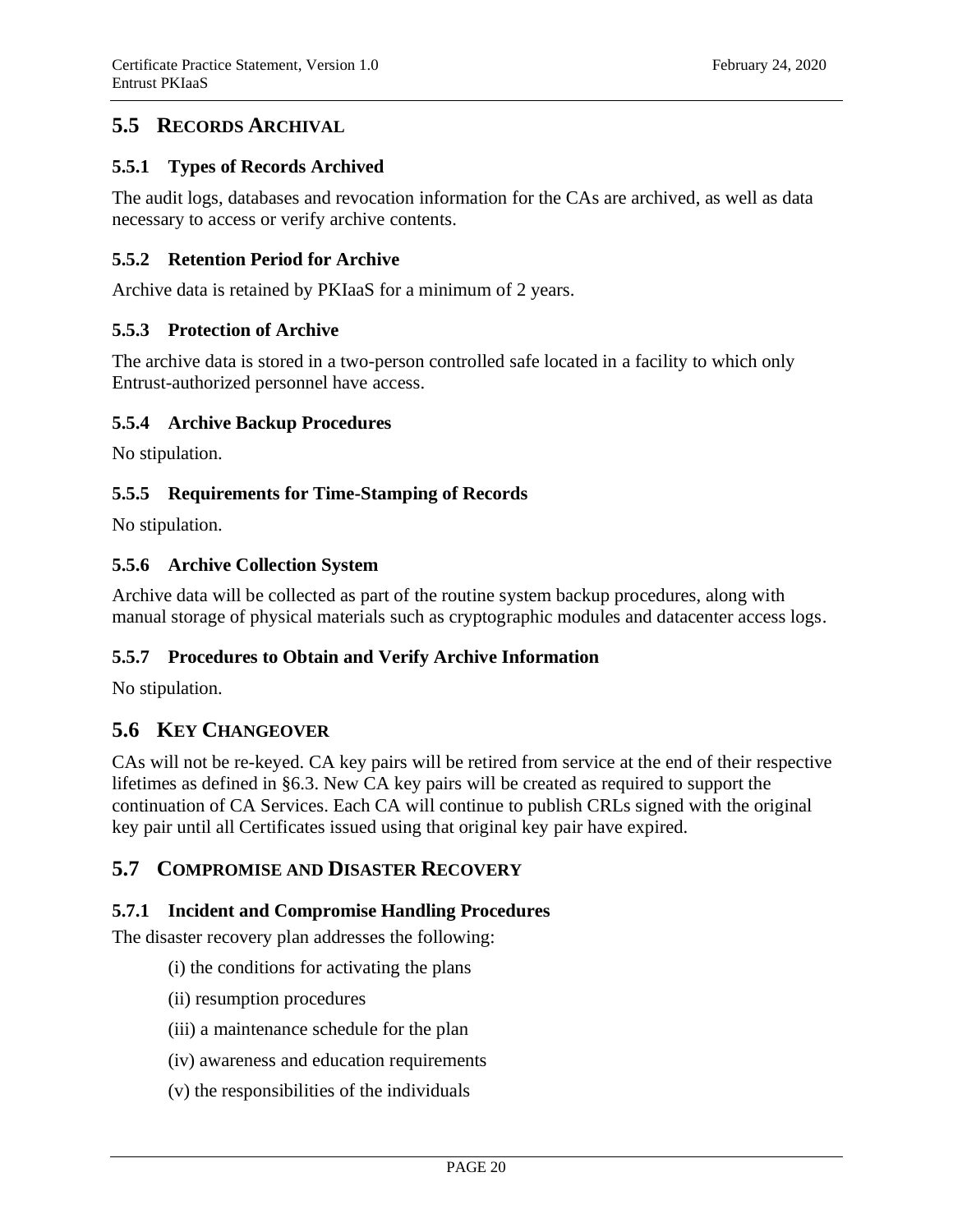## 5.5 Records Archival

### 5.5.1 Types of Records Archived

The audit logs, databases and revocation information for the CAs are archived, as well as data necessary to access or verify archive contents.

### 5.5.2 Retention Period for Archive

Archive data is retained by PKIaaS for a minimum of 2 years.

### 5.5.3 Protection of Archive

The archive data is stored in a two-person controlled safe located in a facility to which only Entrust-authorized personnel have access.

### 5.5.4 Archive Backup Procedures

No stipulation.

### 5.5.5 Requirements for Time-Stamping of Records

No stipulation.

### 5.5.6 Archive Collection System

Archive data will be collected as part of the routine system backup procedures, along with manual storage of physical materials such as cryptographic modules and datacenter access logs.

### 5.5.7 Procedures to Obtain and Verify Archive Information

No stipulation.

## 5.6 Key Changeover

CAs will not be re-keyed. CA key pairs will be retired from service at the end of their respective lifetimes as defined in §6.3. New CA key pairs will be created as required to support the continuation of CA Services. Each CA will continue to publish CRLs signed with the original key pair until all Certificates issued using that original key pair have expired.

## 5.7 Compromise and Disaster Recovery

### 5.7.1 Incident and Compromise Handling Procedures

The disaster recovery plan addresses the following:

(i) the conditions for activating the plans

(ii) resumption procedures

(iii) a maintenance schedule for the plan

(iv) awareness and education requirements

(v) the responsibilities of the individuals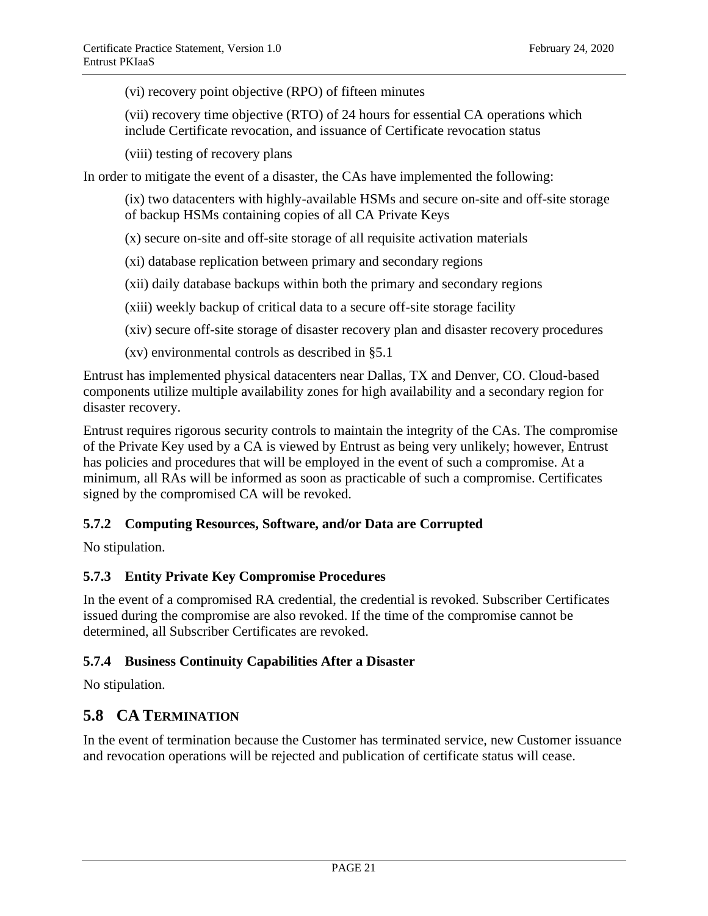(vi) recovery point objective (RPO) of fifteen minutes

(vii) recovery time objective (RTO) of 24 hours for essential CA operations which include Certificate revocation, and issuance of Certificate revocation status

(viii) testing of recovery plans

In order to mitigate the event of a disaster, the CAs have implemented the following:

(ix) two datacenters with highly-available HSMs and secure on-site and off-site storage of backup HSMs containing copies of all CA Private Keys

(x) secure on-site and off-site storage of all requisite activation materials

(xi) database replication between primary and secondary regions

(xii) daily database backups within both the primary and secondary regions

(xiii) weekly backup of critical data to a secure off-site storage facility

(xiv) secure off-site storage of disaster recovery plan and disaster recovery procedures

(xv) environmental controls as described in §5.1

Entrust has implemented physical datacenters near Dallas, TX and Denver, CO. Cloud-based components utilize multiple availability zones for high availability and a secondary region for disaster recovery.

Entrust requires rigorous security controls to maintain the integrity of the CAs. The compromise of the Private Key used by a CA is viewed by Entrust as being very unlikely; however, Entrust has policies and procedures that will be employed in the event of such a compromise. At a minimum, all RAs will be informed as soon as practicable of such a compromise. Certificates signed by the compromised CA will be revoked.

### 5.7.2 Computing Resources, Software, and/or Data are Corrupted

No stipulation.

### 5.7.3 Entity Private Key Compromise Procedures

In the event of a compromised RA credential, the credential is revoked. Subscriber Certificates issued during the compromise are also revoked. If the time of the compromise cannot be determined, all Subscriber Certificates are revoked.

### 5.7.4 Business Continuity Capabilities After a Disaster

No stipulation.

## 5.8 CA Termination

In the event of termination because the Customer has terminated service, new Customer issuance and revocation operations will be rejected and publication of certificate status will cease.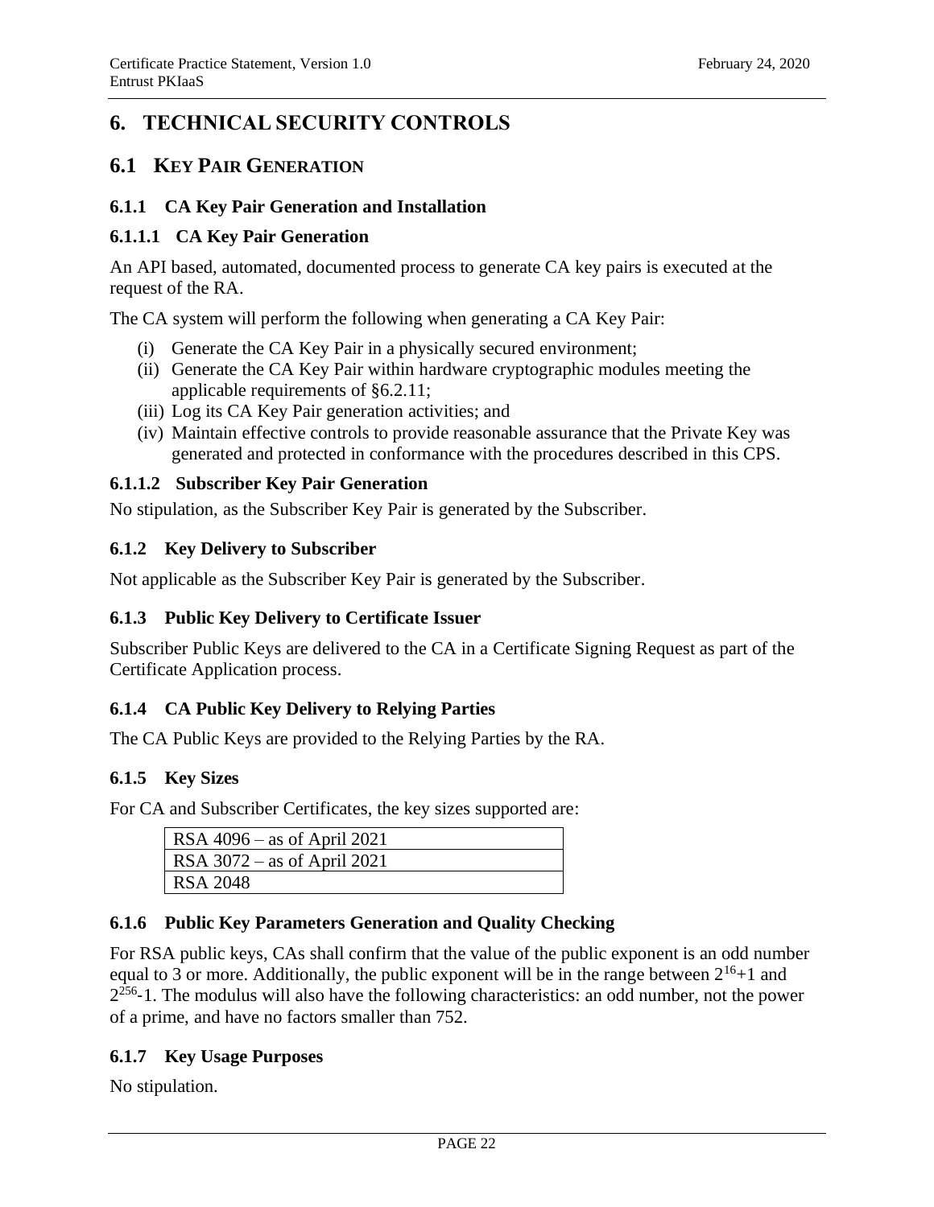# 6. TECHNICAL SECURITY CONTROLS

## 6.1 KEY PAIR GENERATION

### 6.1.1 CA Key Pair Generation and Installation

#### 6.1.1.1 CA Key Pair Generation

An API based, automated, documented process to generate CA key pairs is executed at the request of the RA.

The CA system will perform the following when generating a CA Key Pair:

(i) Generate the CA Key Pair in a physically secured environment;
(ii) Generate the CA Key Pair within hardware cryptographic modules meeting the applicable requirements of §6.2.11;
(iii) Log its CA Key Pair generation activities; and
(iv) Maintain effective controls to provide reasonable assurance that the Private Key was generated and protected in conformance with the procedures described in this CPS.

#### 6.1.1.2 Subscriber Key Pair Generation

No stipulation, as the Subscriber Key Pair is generated by the Subscriber.

### 6.1.2 Key Delivery to Subscriber

Not applicable as the Subscriber Key Pair is generated by the Subscriber.

### 6.1.3 Public Key Delivery to Certificate Issuer

Subscriber Public Keys are delivered to the CA in a Certificate Signing Request as part of the Certificate Application process.

### 6.1.4 CA Public Key Delivery to Relying Parties

The CA Public Keys are provided to the Relying Parties by the RA.

### 6.1.5 Key Sizes

For CA and Subscriber Certificates, the key sizes supported are:

| RSA 4096 – as of April 2021 |
|---|
| RSA 3072 – as of April 2021 |
| RSA 2048 |

### 6.1.6 Public Key Parameters Generation and Quality Checking

For RSA public keys, CAs shall confirm that the value of the public exponent is an odd number equal to 3 or more. Additionally, the public exponent will be in the range between $2^{16}+1$ and $2^{256}-1$. The modulus will also have the following characteristics: an odd number, not the power of a prime, and have no factors smaller than 752.

### 6.1.7 Key Usage Purposes

No stipulation.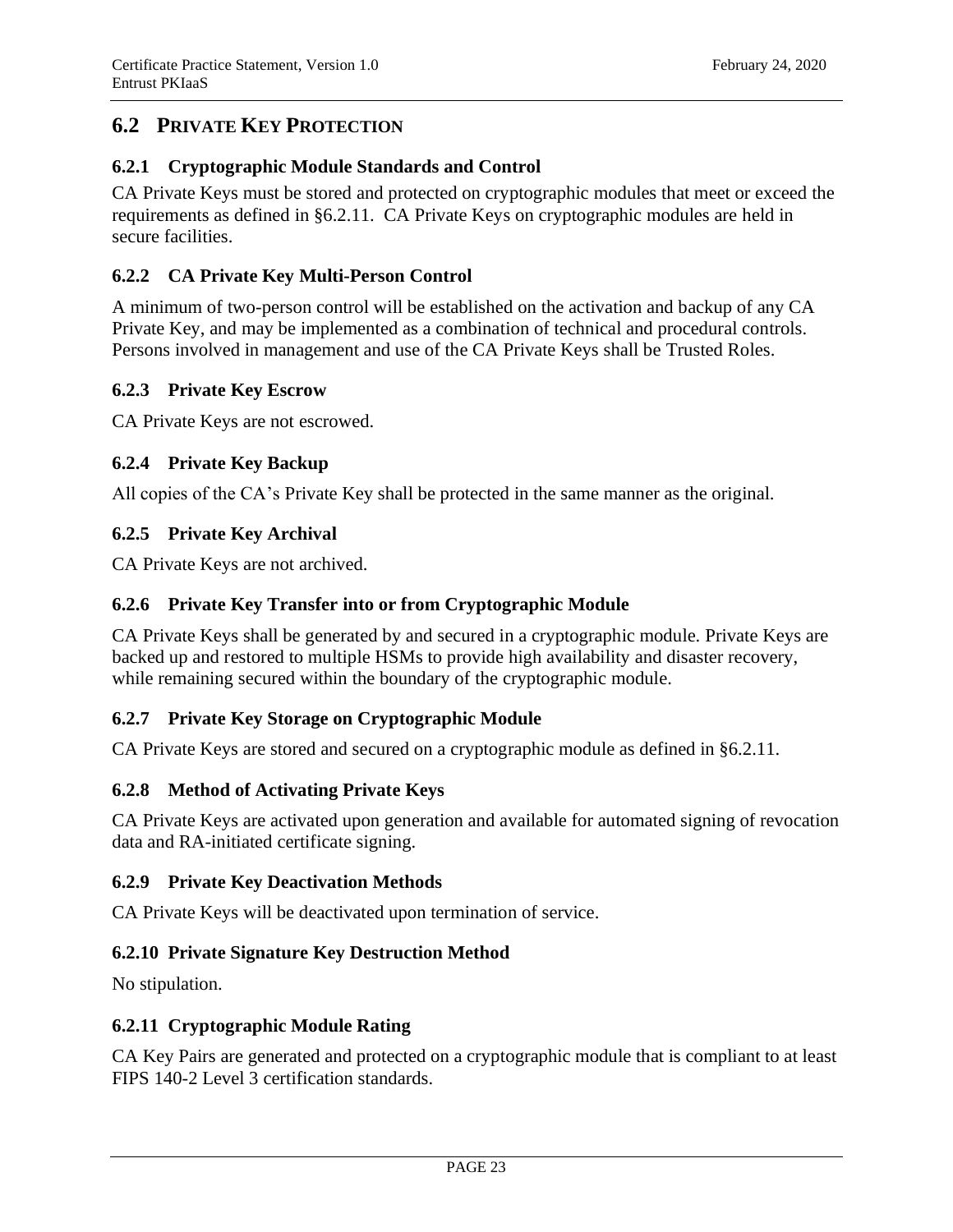## 6.2 PRIVATE KEY PROTECTION

### 6.2.1 Cryptographic Module Standards and Control

CA Private Keys must be stored and protected on cryptographic modules that meet or exceed the requirements as defined in §6.2.11. CA Private Keys on cryptographic modules are held in secure facilities.

### 6.2.2 CA Private Key Multi-Person Control

A minimum of two-person control will be established on the activation and backup of any CA Private Key, and may be implemented as a combination of technical and procedural controls. Persons involved in management and use of the CA Private Keys shall be Trusted Roles.

### 6.2.3 Private Key Escrow

CA Private Keys are not escrowed.

### 6.2.4 Private Key Backup

All copies of the CA's Private Key shall be protected in the same manner as the original.

### 6.2.5 Private Key Archival

CA Private Keys are not archived.

### 6.2.6 Private Key Transfer into or from Cryptographic Module

CA Private Keys shall be generated by and secured in a cryptographic module. Private Keys are backed up and restored to multiple HSMs to provide high availability and disaster recovery, while remaining secured within the boundary of the cryptographic module.

### 6.2.7 Private Key Storage on Cryptographic Module

CA Private Keys are stored and secured on a cryptographic module as defined in §6.2.11.

### 6.2.8 Method of Activating Private Keys

CA Private Keys are activated upon generation and available for automated signing of revocation data and RA-initiated certificate signing.

### 6.2.9 Private Key Deactivation Methods

CA Private Keys will be deactivated upon termination of service.

### 6.2.10 Private Signature Key Destruction Method

No stipulation.

### 6.2.11 Cryptographic Module Rating

CA Key Pairs are generated and protected on a cryptographic module that is compliant to at least FIPS 140-2 Level 3 certification standards.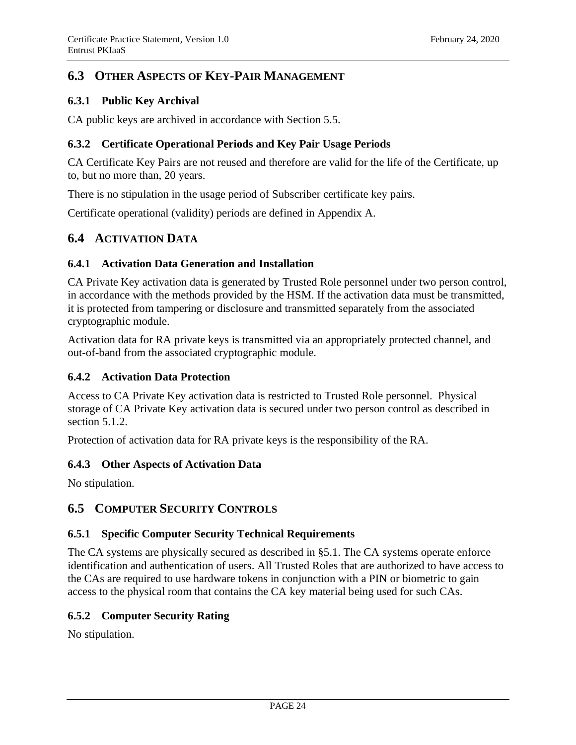## 6.3 Other Aspects of Key-Pair Management

### 6.3.1 Public Key Archival

CA public keys are archived in accordance with Section 5.5.

### 6.3.2 Certificate Operational Periods and Key Pair Usage Periods

CA Certificate Key Pairs are not reused and therefore are valid for the life of the Certificate, up to, but no more than, 20 years.

There is no stipulation in the usage period of Subscriber certificate key pairs.

Certificate operational (validity) periods are defined in Appendix A.

## 6.4 Activation Data

### 6.4.1 Activation Data Generation and Installation

CA Private Key activation data is generated by Trusted Role personnel under two person control, in accordance with the methods provided by the HSM. If the activation data must be transmitted, it is protected from tampering or disclosure and transmitted separately from the associated cryptographic module.

Activation data for RA private keys is transmitted via an appropriately protected channel, and out-of-band from the associated cryptographic module.

### 6.4.2 Activation Data Protection

Access to CA Private Key activation data is restricted to Trusted Role personnel. Physical storage of CA Private Key activation data is secured under two person control as described in section 5.1.2.

Protection of activation data for RA private keys is the responsibility of the RA.

### 6.4.3 Other Aspects of Activation Data

No stipulation.

## 6.5 Computer Security Controls

### 6.5.1 Specific Computer Security Technical Requirements

The CA systems are physically secured as described in §5.1. The CA systems operate enforce identification and authentication of users. All Trusted Roles that are authorized to have access to the CAs are required to use hardware tokens in conjunction with a PIN or biometric to gain access to the physical room that contains the CA key material being used for such CAs.

### 6.5.2 Computer Security Rating

No stipulation.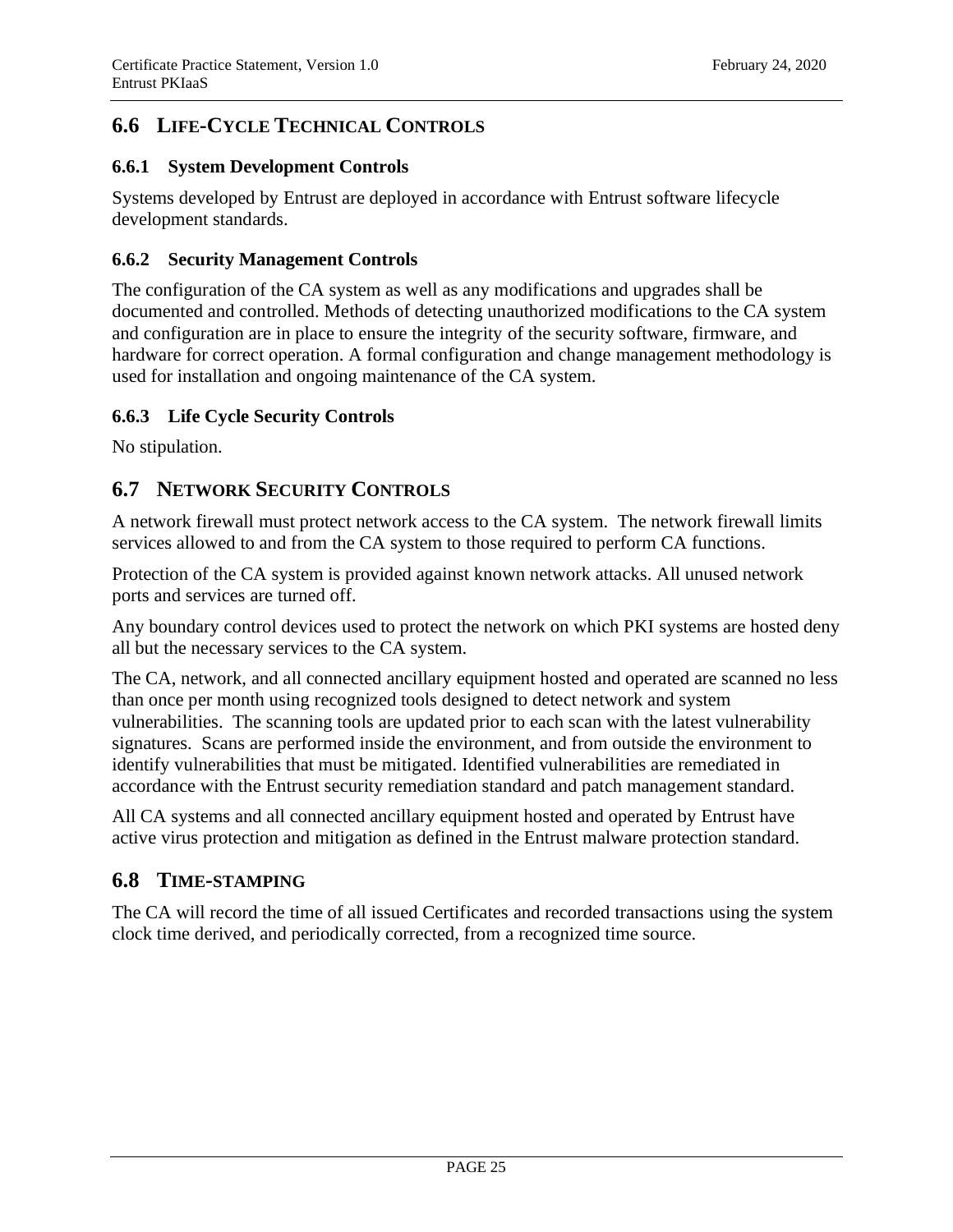## 6.6 LIFE-CYCLE TECHNICAL CONTROLS

### 6.6.1 System Development Controls

Systems developed by Entrust are deployed in accordance with Entrust software lifecycle development standards.

### 6.6.2 Security Management Controls

The configuration of the CA system as well as any modifications and upgrades shall be documented and controlled. Methods of detecting unauthorized modifications to the CA system and configuration are in place to ensure the integrity of the security software, firmware, and hardware for correct operation. A formal configuration and change management methodology is used for installation and ongoing maintenance of the CA system.

### 6.6.3 Life Cycle Security Controls

No stipulation.

## 6.7 NETWORK SECURITY CONTROLS

A network firewall must protect network access to the CA system. The network firewall limits services allowed to and from the CA system to those required to perform CA functions.

Protection of the CA system is provided against known network attacks. All unused network ports and services are turned off.

Any boundary control devices used to protect the network on which PKI systems are hosted deny all but the necessary services to the CA system.

The CA, network, and all connected ancillary equipment hosted and operated are scanned no less than once per month using recognized tools designed to detect network and system vulnerabilities. The scanning tools are updated prior to each scan with the latest vulnerability signatures. Scans are performed inside the environment, and from outside the environment to identify vulnerabilities that must be mitigated. Identified vulnerabilities are remediated in accordance with the Entrust security remediation standard and patch management standard.

All CA systems and all connected ancillary equipment hosted and operated by Entrust have active virus protection and mitigation as defined in the Entrust malware protection standard.

## 6.8 TIME-STAMPING

The CA will record the time of all issued Certificates and recorded transactions using the system clock time derived, and periodically corrected, from a recognized time source.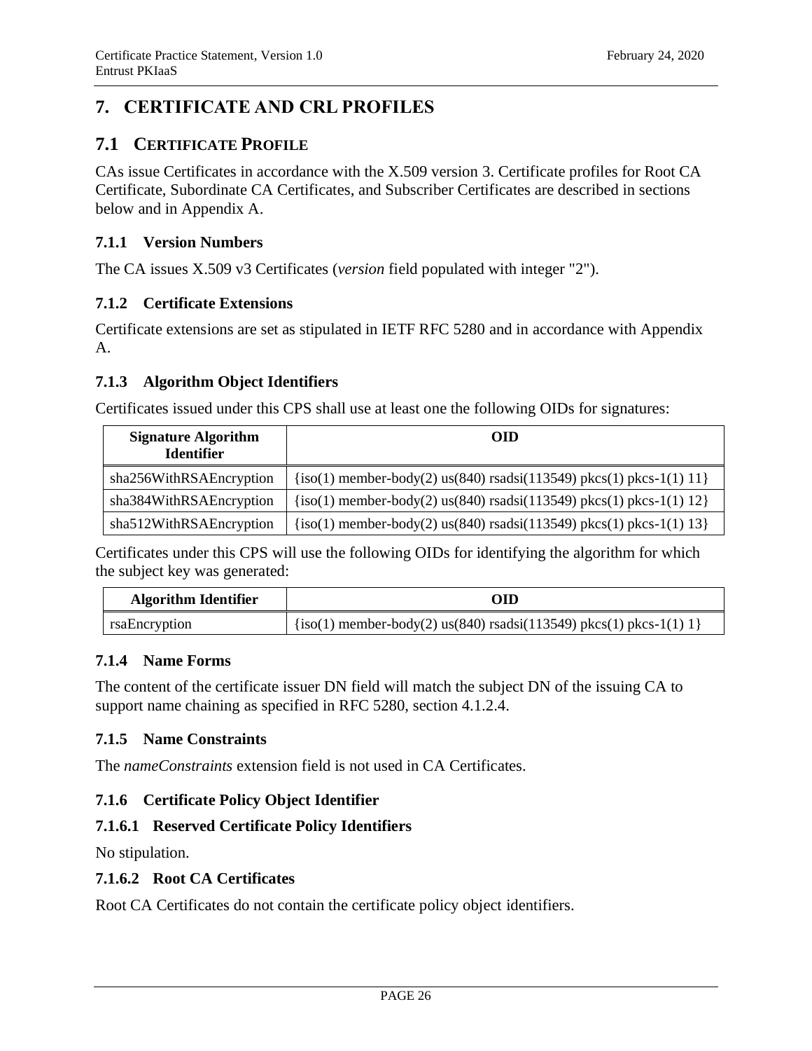# 7. CERTIFICATE AND CRL PROFILES

## 7.1 CERTIFICATE PROFILE

CAs issue Certificates in accordance with the X.509 version 3. Certificate profiles for Root CA Certificate, Subordinate CA Certificates, and Subscriber Certificates are described in sections below and in Appendix A.

### 7.1.1 Version Numbers

The CA issues X.509 v3 Certificates (*version* field populated with integer "2").

### 7.1.2 Certificate Extensions

Certificate extensions are set as stipulated in IETF RFC 5280 and in accordance with Appendix A.

### 7.1.3 Algorithm Object Identifiers

Certificates issued under this CPS shall use at least one the following OIDs for signatures:

| Signature Algorithm Identifier | OID |
|---|---|
| sha256WithRSAEncryption | {iso(1) member-body(2) us(840) rsadsi(113549) pkcs(1) pkcs-1(1) 11} |
| sha384WithRSAEncryption | {iso(1) member-body(2) us(840) rsadsi(113549) pkcs(1) pkcs-1(1) 12} |
| sha512WithRSAEncryption | {iso(1) member-body(2) us(840) rsadsi(113549) pkcs(1) pkcs-1(1) 13} |

Certificates under this CPS will use the following OIDs for identifying the algorithm for which the subject key was generated:

| Algorithm Identifier | OID |
|---|---|
| rsaEncryption | {iso(1) member-body(2) us(840) rsadsi(113549) pkcs(1) pkcs-1(1) 1} |

### 7.1.4 Name Forms

The content of the certificate issuer DN field will match the subject DN of the issuing CA to support name chaining as specified in RFC 5280, section 4.1.2.4.

### 7.1.5 Name Constraints

The *nameConstraints* extension field is not used in CA Certificates.

### 7.1.6 Certificate Policy Object Identifier

#### 7.1.6.1 Reserved Certificate Policy Identifiers

No stipulation.

#### 7.1.6.2 Root CA Certificates

Root CA Certificates do not contain the certificate policy object identifiers.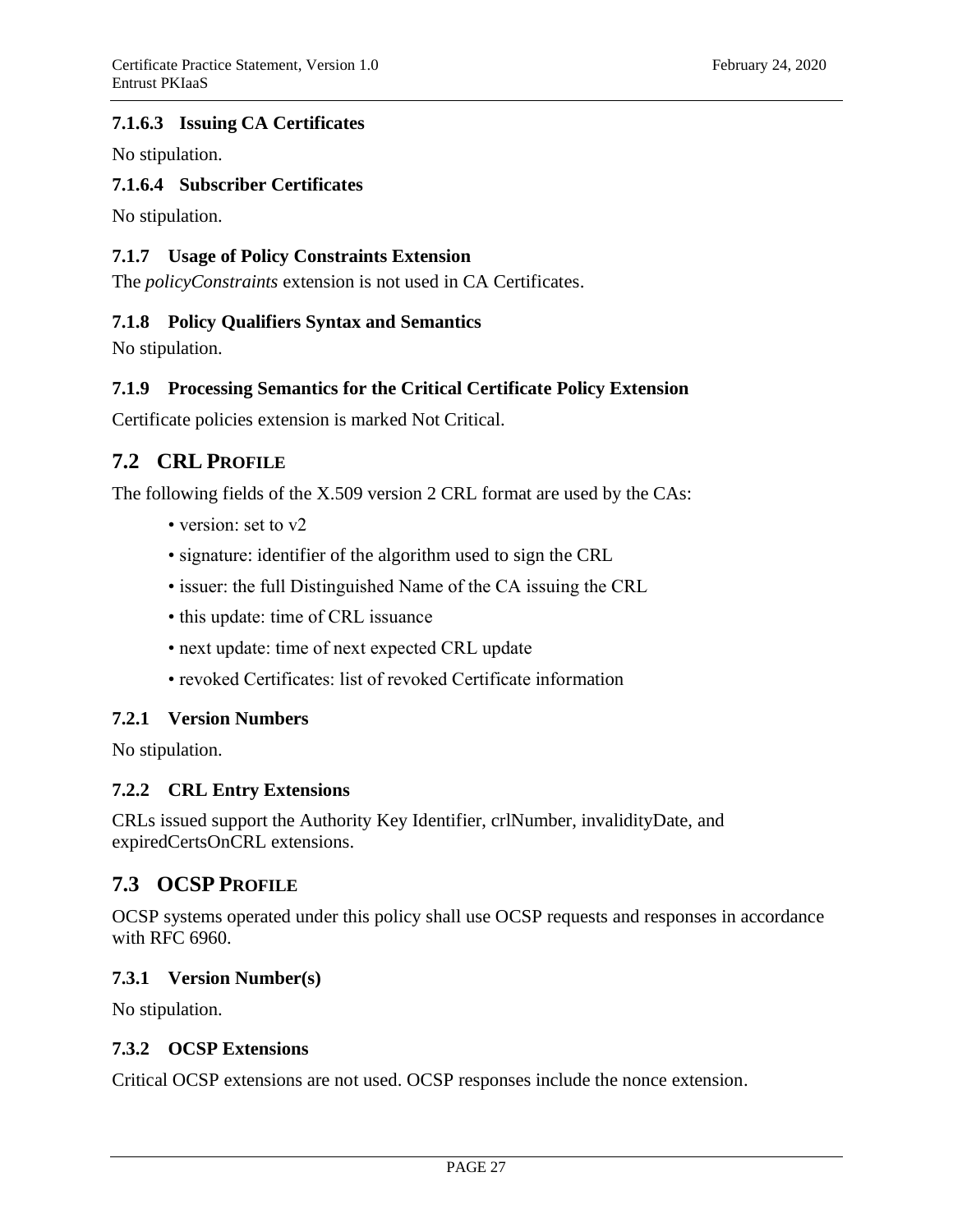#### 7.1.6.3 Issuing CA Certificates

No stipulation.

#### 7.1.6.4 Subscriber Certificates

No stipulation.

### 7.1.7 Usage of Policy Constraints Extension

The *policyConstraints* extension is not used in CA Certificates.

### 7.1.8 Policy Qualifiers Syntax and Semantics

No stipulation.

### 7.1.9 Processing Semantics for the Critical Certificate Policy Extension

Certificate policies extension is marked Not Critical.

## 7.2 CRL PROFILE

The following fields of the X.509 version 2 CRL format are used by the CAs:

- version: set to v2
- signature: identifier of the algorithm used to sign the CRL
- issuer: the full Distinguished Name of the CA issuing the CRL
- this update: time of CRL issuance
- next update: time of next expected CRL update
- revoked Certificates: list of revoked Certificate information

### 7.2.1 Version Numbers

No stipulation.

### 7.2.2 CRL Entry Extensions

CRLs issued support the Authority Key Identifier, crlNumber, invalidityDate, and expiredCertsOnCRL extensions.

## 7.3 OCSP PROFILE

OCSP systems operated under this policy shall use OCSP requests and responses in accordance with RFC 6960.

### 7.3.1 Version Number(s)

No stipulation.

### 7.3.2 OCSP Extensions

Critical OCSP extensions are not used. OCSP responses include the nonce extension.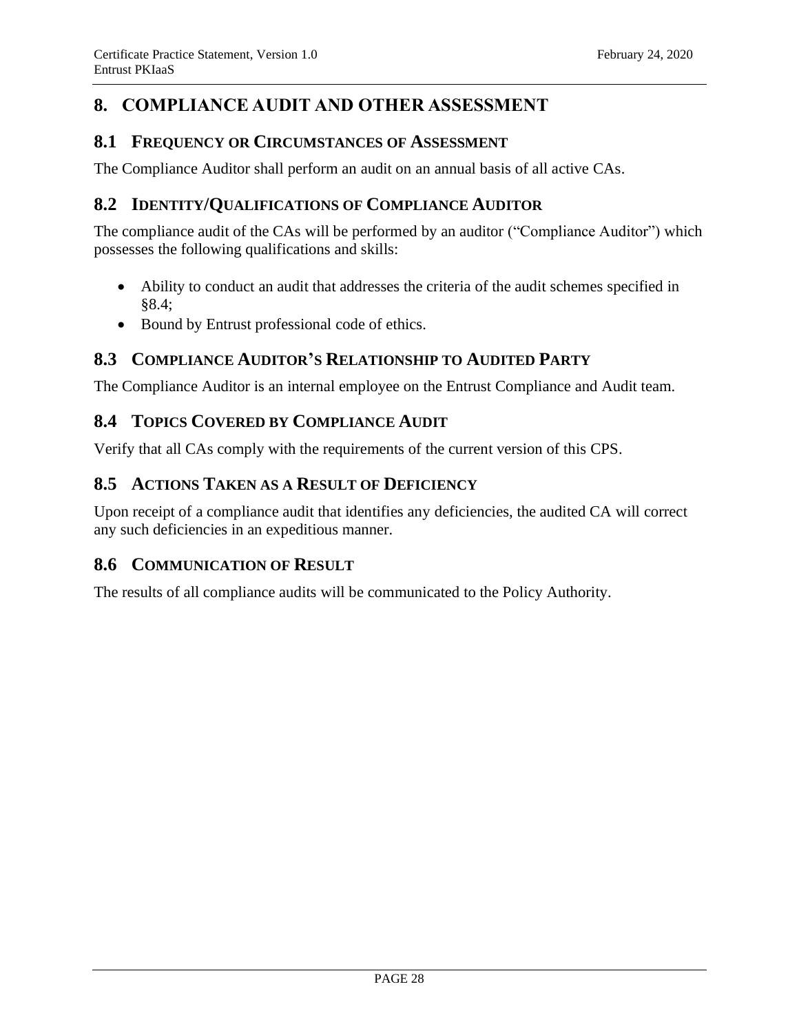# 8. COMPLIANCE AUDIT AND OTHER ASSESSMENT

## 8.1 FREQUENCY OR CIRCUMSTANCES OF ASSESSMENT

The Compliance Auditor shall perform an audit on an annual basis of all active CAs.

## 8.2 IDENTITY/QUALIFICATIONS OF COMPLIANCE AUDITOR

The compliance audit of the CAs will be performed by an auditor ("Compliance Auditor") which possesses the following qualifications and skills:

- Ability to conduct an audit that addresses the criteria of the audit schemes specified in §8.4;
- Bound by Entrust professional code of ethics.

## 8.3 COMPLIANCE AUDITOR'S RELATIONSHIP TO AUDITED PARTY

The Compliance Auditor is an internal employee on the Entrust Compliance and Audit team.

## 8.4 TOPICS COVERED BY COMPLIANCE AUDIT

Verify that all CAs comply with the requirements of the current version of this CPS.

## 8.5 ACTIONS TAKEN AS A RESULT OF DEFICIENCY

Upon receipt of a compliance audit that identifies any deficiencies, the audited CA will correct any such deficiencies in an expeditious manner.

## 8.6 COMMUNICATION OF RESULT

The results of all compliance audits will be communicated to the Policy Authority.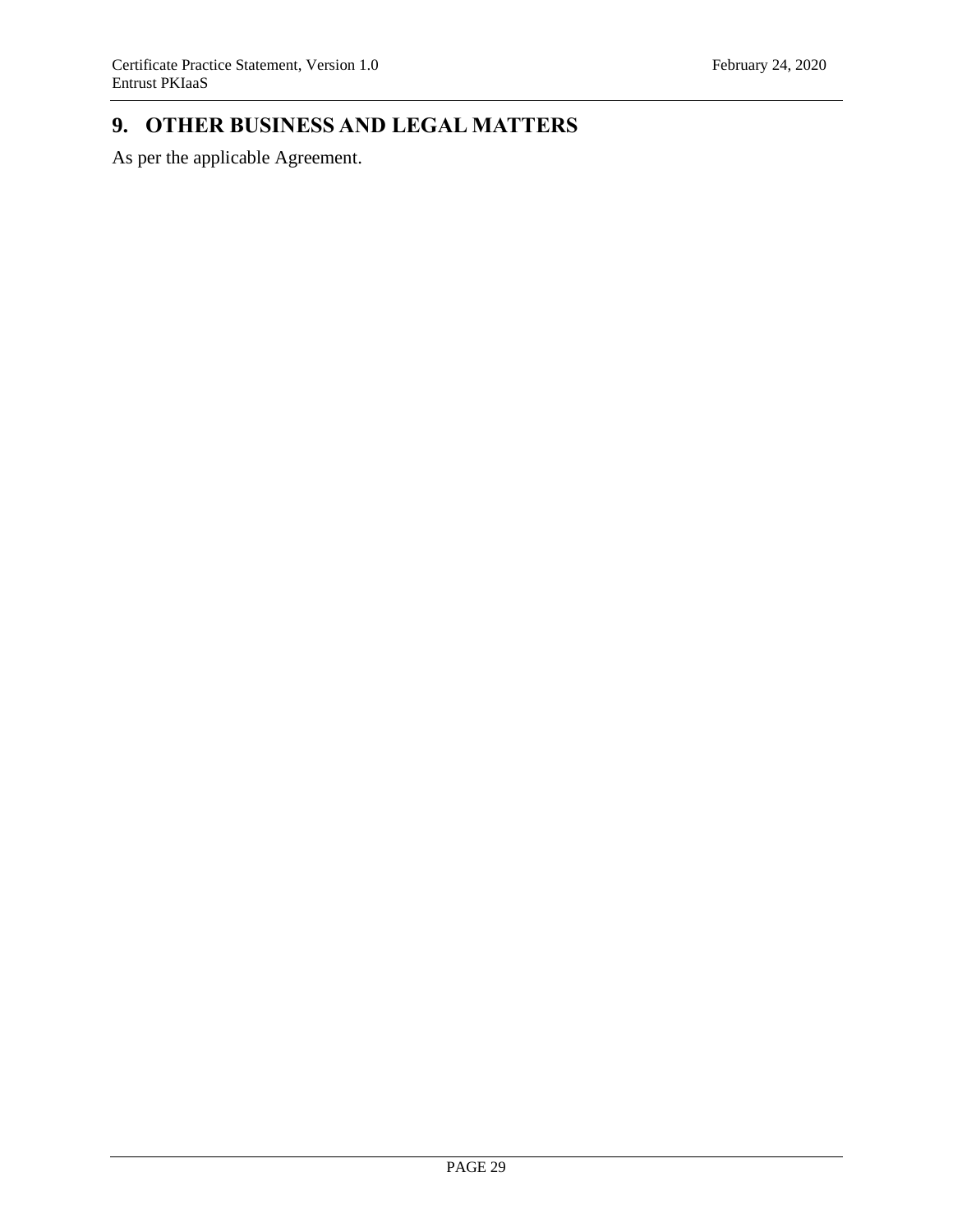# 9. OTHER BUSINESS AND LEGAL MATTERS

As per the applicable Agreement.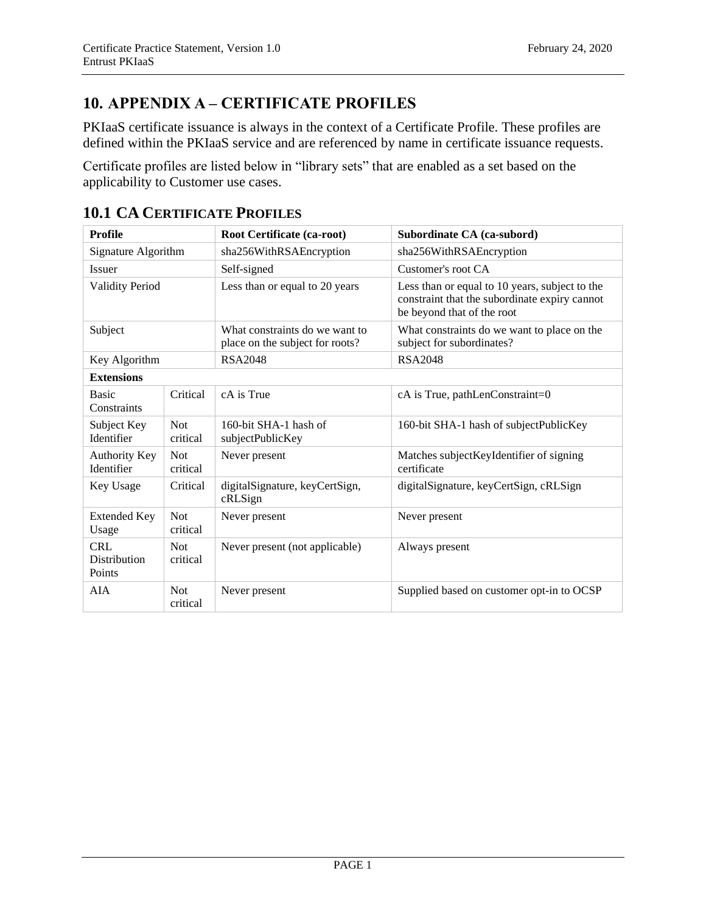# 10. APPENDIX A – CERTIFICATE PROFILES

PKIaaS certificate issuance is always in the context of a Certificate Profile. These profiles are defined within the PKIaaS service and are referenced by name in certificate issuance requests.

Certificate profiles are listed below in "library sets" that are enabled as a set based on the applicability to Customer use cases.

## 10.1 CA CERTIFICATE PROFILES

| Profile | | Root Certificate (ca-root) | Subordinate CA (ca-subord) |
|---|---|---|---|
| Signature Algorithm | | sha256WithRSAEncryption | sha256WithRSAEncryption |
| Issuer | | Self-signed | Customer's root CA |
| Validity Period | | Less than or equal to 20 years | Less than or equal to 10 years, subject to the constraint that the subordinate expiry cannot be beyond that of the root |
| Subject | | What constraints do we want to place on the subject for roots? | What constraints do we want to place on the subject for subordinates? |
| Key Algorithm | | RSA2048 | RSA2048 |
| **Extensions** | | | |
| Basic Constraints | Critical | cA is True | cA is True, pathLenConstraint=0 |
| Subject Key Identifier | Not critical | 160-bit SHA-1 hash of subjectPublicKey | 160-bit SHA-1 hash of subjectPublicKey |
| Authority Key Identifier | Not critical | Never present | Matches subjectKeyIdentifier of signing certificate |
| Key Usage | Critical | digitalSignature, keyCertSign, cRLSign | digitalSignature, keyCertSign, cRLSign |
| Extended Key Usage | Not critical | Never present | Never present |
| CRL Distribution Points | Not critical | Never present (not applicable) | Always present |
| AIA | Not critical | Never present | Supplied based on customer opt-in to OCSP |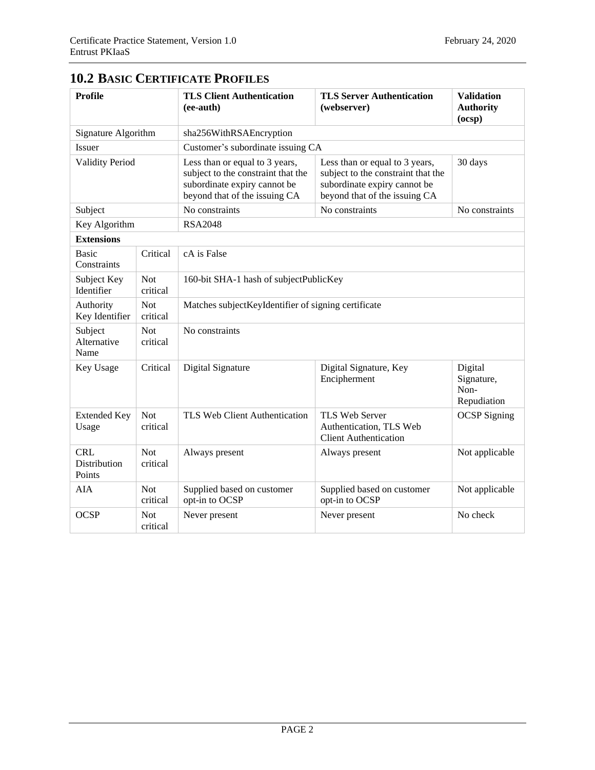## 10.2 BASIC CERTIFICATE PROFILES

| Profile | | TLS Client Authentication (ee-auth) | TLS Server Authentication (webserver) | Validation Authority (ocsp) |
|---|---|---|---|---|
| Signature Algorithm | | sha256WithRSAEncryption | | |
| Issuer | | Customer's subordinate issuing CA | | |
| Validity Period | | Less than or equal to 3 years, subject to the constraint that the subordinate expiry cannot be beyond that of the issuing CA | Less than or equal to 3 years, subject to the constraint that the subordinate expiry cannot be beyond that of the issuing CA | 30 days |
| Subject | | No constraints | No constraints | No constraints |
| Key Algorithm | | RSA2048 | | |
| **Extensions** | | | | |
| Basic Constraints | Critical | cA is False | | |
| Subject Key Identifier | Not critical | 160-bit SHA-1 hash of subjectPublicKey | | |
| Authority Key Identifier | Not critical | Matches subjectKeyIdentifier of signing certificate | | |
| Subject Alternative Name | Not critical | No constraints | | |
| Key Usage | Critical | Digital Signature | Digital Signature, Key Encipherment | Digital Signature, Non-Repudiation |
| Extended Key Usage | Not critical | TLS Web Client Authentication | TLS Web Server Authentication, TLS Web Client Authentication | OCSP Signing |
| CRL Distribution Points | Not critical | Always present | Always present | Not applicable |
| AIA | Not critical | Supplied based on customer opt-in to OCSP | Supplied based on customer opt-in to OCSP | Not applicable |
| OCSP | Not critical | Never present | Never present | No check |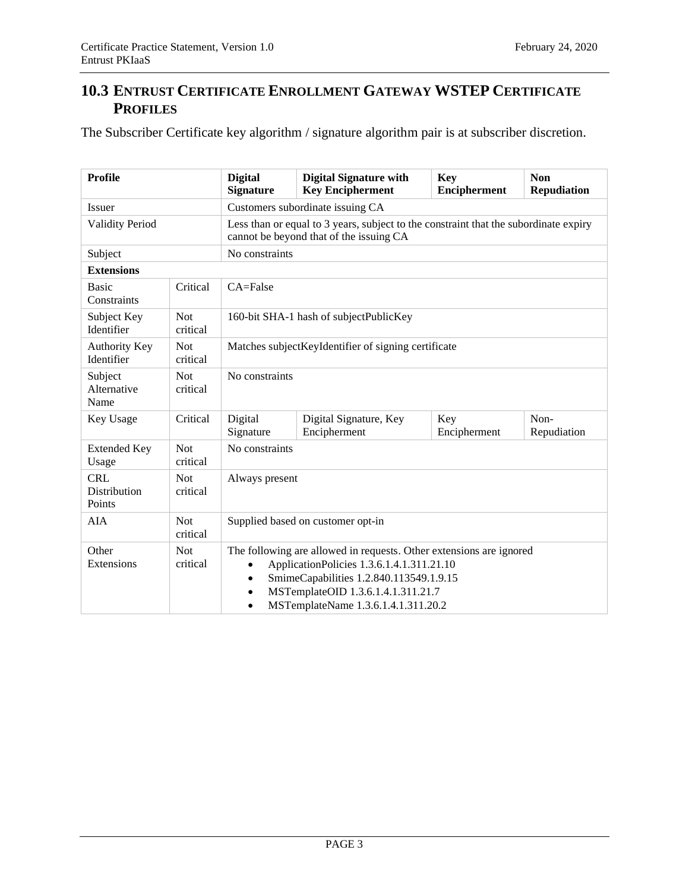## 10.3 ENTRUST CERTIFICATE ENROLLMENT GATEWAY WSTEP CERTIFICATE PROFILES

The Subscriber Certificate key algorithm / signature algorithm pair is at subscriber discretion.

| Profile | | Digital Signature | Digital Signature with Key Encipherment | Key Encipherment | Non Repudiation |
|---|---|---|---|---|---|
| Issuer | | Customers subordinate issuing CA | | | |
| Validity Period | | Less than or equal to 3 years, subject to the constraint that the subordinate expiry cannot be beyond that of the issuing CA | | | |
| Subject | | No constraints | | | |
| **Extensions** | | | | | |
| Basic Constraints | Critical | CA=False | | | |
| Subject Key Identifier | Not critical | 160-bit SHA-1 hash of subjectPublicKey | | | |
| Authority Key Identifier | Not critical | Matches subjectKeyIdentifier of signing certificate | | | |
| Subject Alternative Name | Not critical | No constraints | | | |
| Key Usage | Critical | Digital Signature | Digital Signature, Key Encipherment | Key Encipherment | Non-Repudiation |
| Extended Key Usage | Not critical | No constraints | | | |
| CRL Distribution Points | Not critical | Always present | | | |
| AIA | Not critical | Supplied based on customer opt-in | | | |
| Other Extensions | Not critical | The following are allowed in requests. Other extensions are ignored<br>• ApplicationPolicies 1.3.6.1.4.1.311.21.10<br>• SmimeCapabilities 1.2.840.113549.1.9.15<br>• MSTemplateOID 1.3.6.1.4.1.311.21.7<br>• MSTemplateName 1.3.6.1.4.1.311.20.2 | | | |